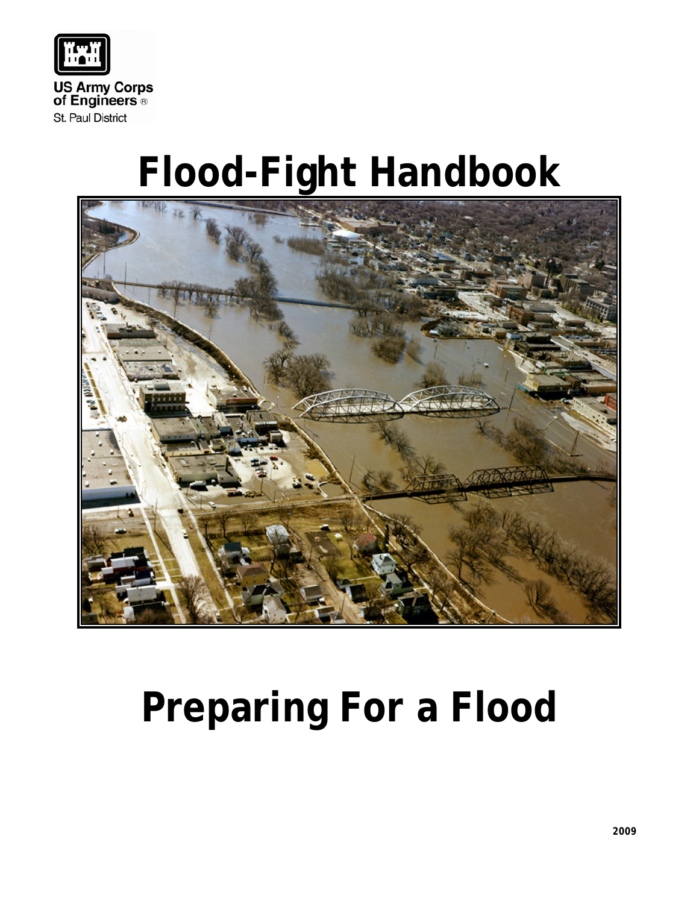US Army Corps of Engineers ®
St. Paul District

# Flood-Fight Handbook

# Preparing For a Flood

2009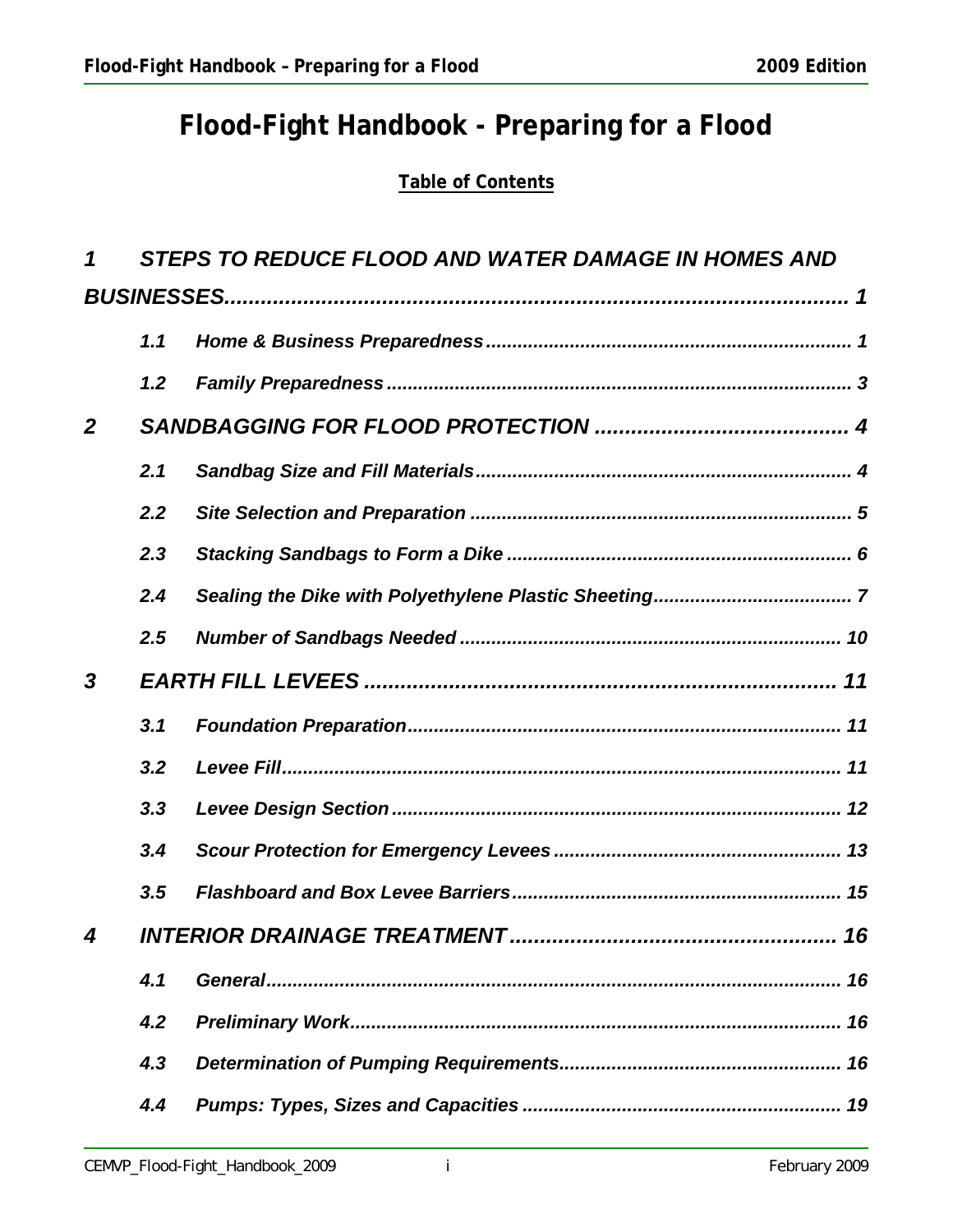# Flood-Fight Handbook - Preparing for a Flood

**Table of Contents**

1 STEPS TO REDUCE FLOOD AND WATER DAMAGE IN HOMES AND BUSINESSES........................................................................................................ 1

- 1.1 Home & Business Preparedness ..................................................................... 1
- 1.2 Family Preparedness ......................................................................................... 3

2 SANDBAGGING FOR FLOOD PROTECTION ......................................... 4

- 2.1 Sandbag Size and Fill Materials ....................................................................... 4
- 2.2 Site Selection and Preparation ......................................................................... 5
- 2.3 Stacking Sandbags to Form a Dike .................................................................. 6
- 2.4 Sealing the Dike with Polyethylene Plastic Sheeting...................................... 7
- 2.5 Number of Sandbags Needed ......................................................................... 10

3 EARTH FILL LEVEES ............................................................................ 11

- 3.1 Foundation Preparation................................................................................... 11
- 3.2 Levee Fill.......................................................................................................... 11
- 3.3 Levee Design Section ...................................................................................... 12
- 3.4 Scour Protection for Emergency Levees ....................................................... 13
- 3.5 Flashboard and Box Levee Barriers ............................................................... 15

4 INTERIOR DRAINAGE TREATMENT ...................................................... 16

- 4.1 General.............................................................................................................. 16
- 4.2 Preliminary Work.............................................................................................. 16
- 4.3 Determination of Pumping Requirements...................................................... 16
- 4.4 Pumps: Types, Sizes and Capacities ............................................................. 19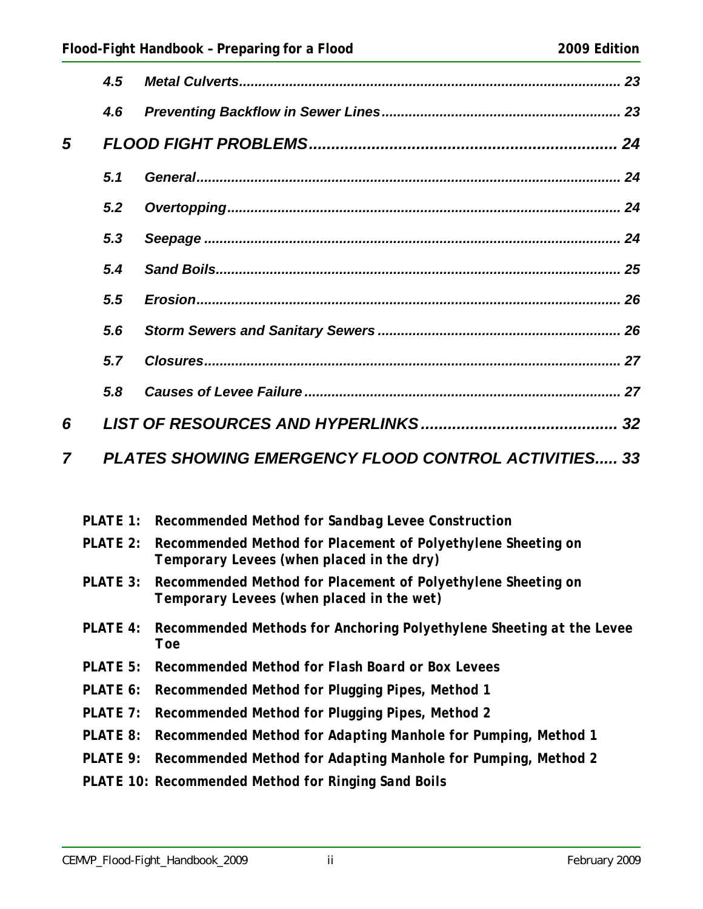| | | |
|---|---|---|
| 4.5 | *Metal Culverts* | 23 |
| 4.6 | *Preventing Backflow in Sewer Lines* | 23 |
| **5** | ***FLOOD FIGHT PROBLEMS*** | **24** |
| 5.1 | *General* | 24 |
| 5.2 | *Overtopping* | 24 |
| 5.3 | *Seepage* | 24 |
| 5.4 | *Sand Boils* | 25 |
| 5.5 | *Erosion* | 26 |
| 5.6 | *Storm Sewers and Sanitary Sewers* | 26 |
| 5.7 | *Closures* | 27 |
| 5.8 | *Causes of Levee Failure* | 27 |
| **6** | ***LIST OF RESOURCES AND HYPERLINKS*** | **32** |
| **7** | ***PLATES SHOWING EMERGENCY FLOOD CONTROL ACTIVITIES*** | **33** |

**PLATE 1:** Recommended Method for Sandbag Levee Construction

**PLATE 2:** Recommended Method for Placement of Polyethylene Sheeting on Temporary Levees (when placed in the dry)

**PLATE 3:** Recommended Method for Placement of Polyethylene Sheeting on Temporary Levees (when placed in the wet)

**PLATE 4:** Recommended Methods for Anchoring Polyethylene Sheeting at the Levee Toe

**PLATE 5:** Recommended Method for Flash Board or Box Levees

**PLATE 6:** Recommended Method for Plugging Pipes, Method 1

**PLATE 7:** Recommended Method for Plugging Pipes, Method 2

**PLATE 8:** Recommended Method for Adapting Manhole for Pumping, Method 1

**PLATE 9:** Recommended Method for Adapting Manhole for Pumping, Method 2

**PLATE 10:** Recommended Method for Ringing Sand Boils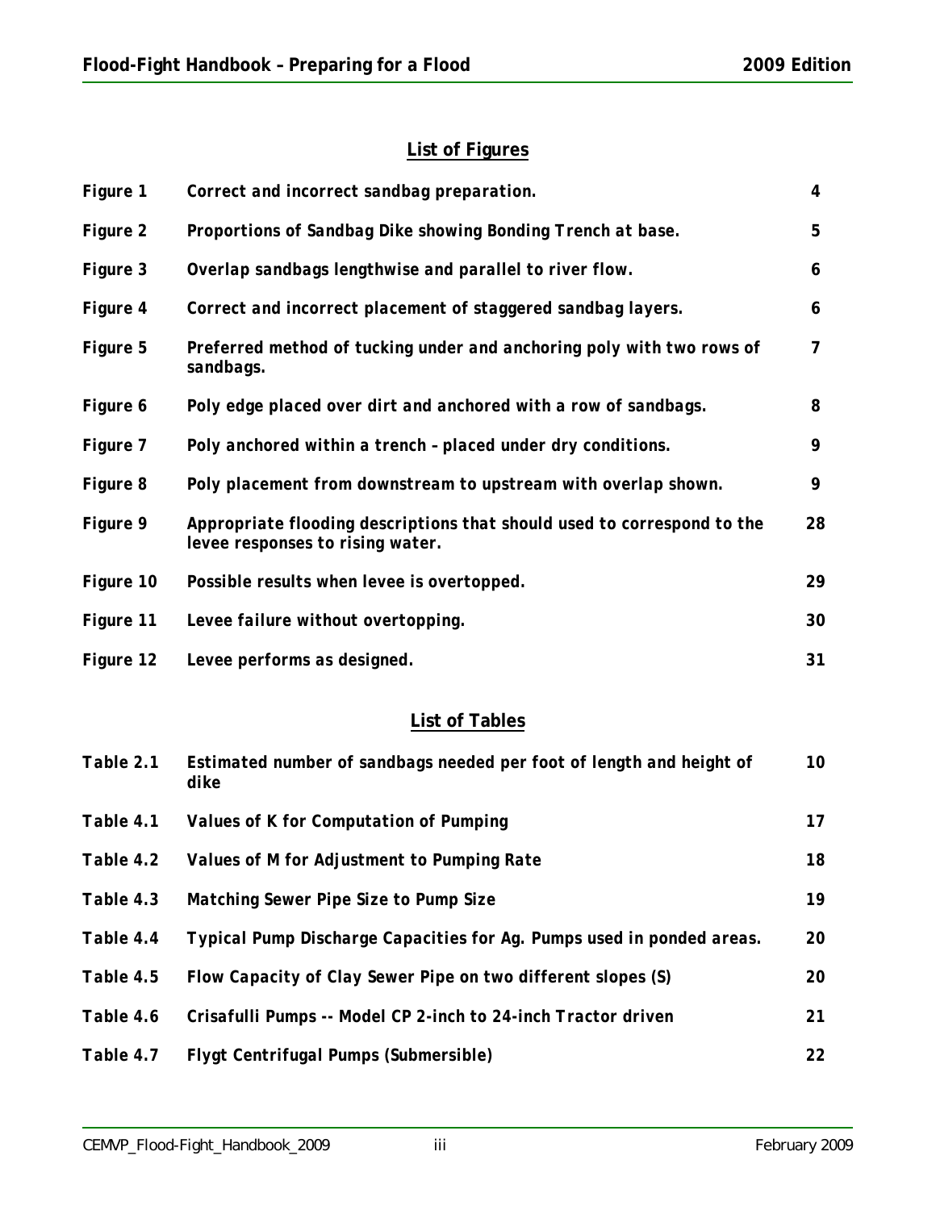## List of Figures

| | | |
|---|---|---|
| Figure 1 | Correct and incorrect sandbag preparation. | 4 |
| Figure 2 | Proportions of Sandbag Dike showing Bonding Trench at base. | 5 |
| Figure 3 | Overlap sandbags lengthwise and parallel to river flow. | 6 |
| Figure 4 | Correct and incorrect placement of staggered sandbag layers. | 6 |
| Figure 5 | Preferred method of tucking under and anchoring poly with two rows of sandbags. | 7 |
| Figure 6 | Poly edge placed over dirt and anchored with a row of sandbags. | 8 |
| Figure 7 | Poly anchored within a trench – placed under dry conditions. | 9 |
| Figure 8 | Poly placement from downstream to upstream with overlap shown. | 9 |
| Figure 9 | Appropriate flooding descriptions that should used to correspond to the levee responses to rising water. | 28 |
| Figure 10 | Possible results when levee is overtopped. | 29 |
| Figure 11 | Levee failure without overtopping. | 30 |
| Figure 12 | Levee performs as designed. | 31 |

## List of Tables

| | | |
|---|---|---|
| Table 2.1 | Estimated number of sandbags needed per foot of length and height of dike | 10 |
| Table 4.1 | Values of K for Computation of Pumping | 17 |
| Table 4.2 | Values of M for Adjustment to Pumping Rate | 18 |
| Table 4.3 | Matching Sewer Pipe Size to Pump Size | 19 |
| Table 4.4 | Typical Pump Discharge Capacities for Ag. Pumps used in ponded areas. | 20 |
| Table 4.5 | Flow Capacity of Clay Sewer Pipe on two different slopes (S) | 20 |
| Table 4.6 | Crisafulli Pumps -- Model CP 2-inch to 24-inch Tractor driven | 21 |
| Table 4.7 | Flygt Centrifugal Pumps (Submersible) | 22 |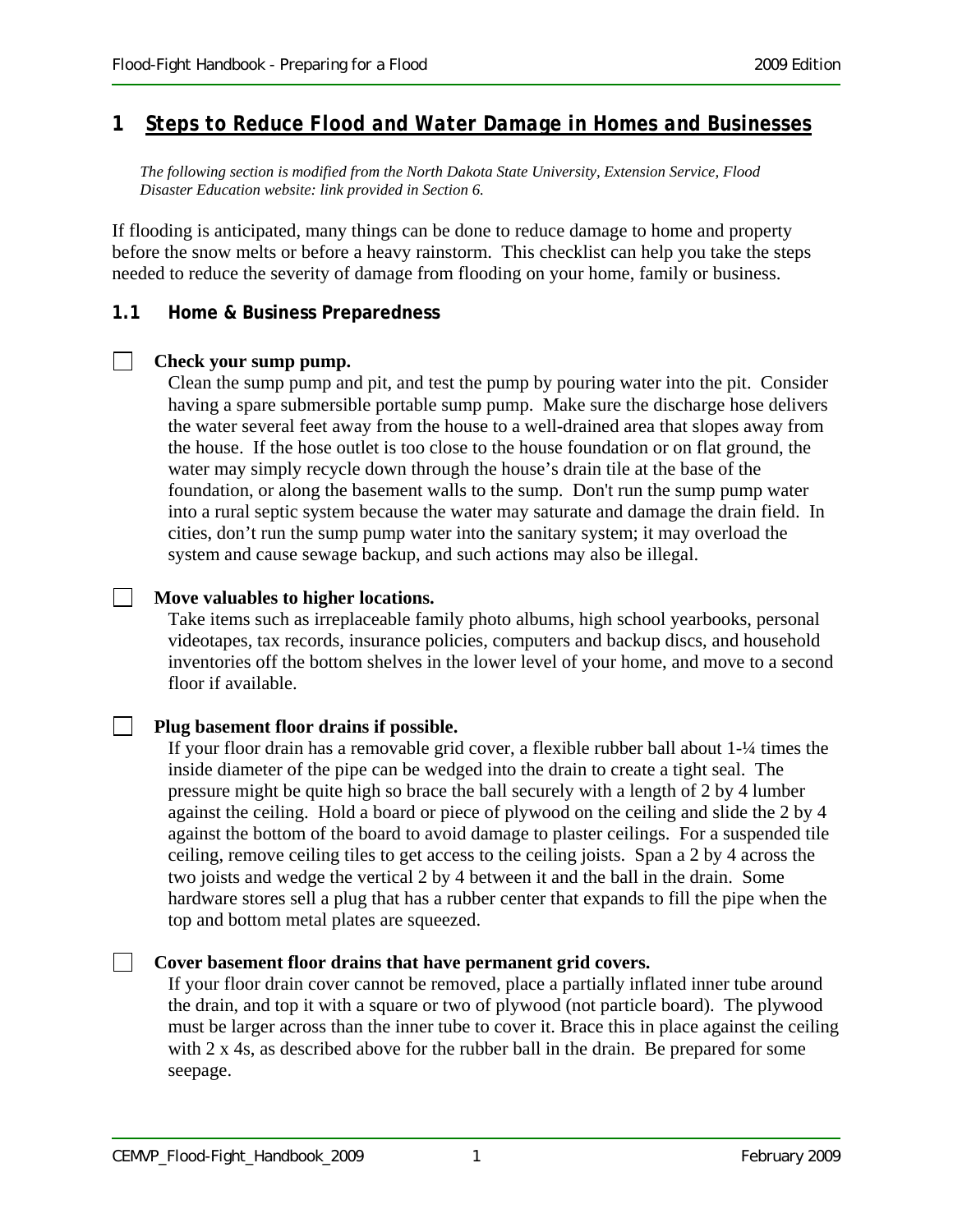# 1 *Steps to Reduce Flood and Water Damage in Homes and Businesses*

*The following section is modified from the North Dakota State University, Extension Service, Flood Disaster Education website: link provided in Section 6.*

If flooding is anticipated, many things can be done to reduce damage to home and property before the snow melts or before a heavy rainstorm. This checklist can help you take the steps needed to reduce the severity of damage from flooding on your home, family or business.

## 1.1 Home & Business Preparedness

- [ ] **Check your sump pump.**

  Clean the sump pump and pit, and test the pump by pouring water into the pit. Consider having a spare submersible portable sump pump. Make sure the discharge hose delivers the water several feet away from the house to a well-drained area that slopes away from the house. If the hose outlet is too close to the house foundation or on flat ground, the water may simply recycle down through the house's drain tile at the base of the foundation, or along the basement walls to the sump. Don't run the sump pump water into a rural septic system because the water may saturate and damage the drain field. In cities, don't run the sump pump water into the sanitary system; it may overload the system and cause sewage backup, and such actions may also be illegal.

- [ ] **Move valuables to higher locations.**

  Take items such as irreplaceable family photo albums, high school yearbooks, personal videotapes, tax records, insurance policies, computers and backup discs, and household inventories off the bottom shelves in the lower level of your home, and move to a second floor if available.

- [ ] **Plug basement floor drains if possible.**

  If your floor drain has a removable grid cover, a flexible rubber ball about 1-¼ times the inside diameter of the pipe can be wedged into the drain to create a tight seal. The pressure might be quite high so brace the ball securely with a length of 2 by 4 lumber against the ceiling. Hold a board or piece of plywood on the ceiling and slide the 2 by 4 against the bottom of the board to avoid damage to plaster ceilings. For a suspended tile ceiling, remove ceiling tiles to get access to the ceiling joists. Span a 2 by 4 across the two joists and wedge the vertical 2 by 4 between it and the ball in the drain. Some hardware stores sell a plug that has a rubber center that expands to fill the pipe when the top and bottom metal plates are squeezed.

- [ ] **Cover basement floor drains that have permanent grid covers.**

  If your floor drain cover cannot be removed, place a partially inflated inner tube around the drain, and top it with a square or two of plywood (not particle board). The plywood must be larger across than the inner tube to cover it. Brace this in place against the ceiling with 2 x 4s, as described above for the rubber ball in the drain. Be prepared for some seepage.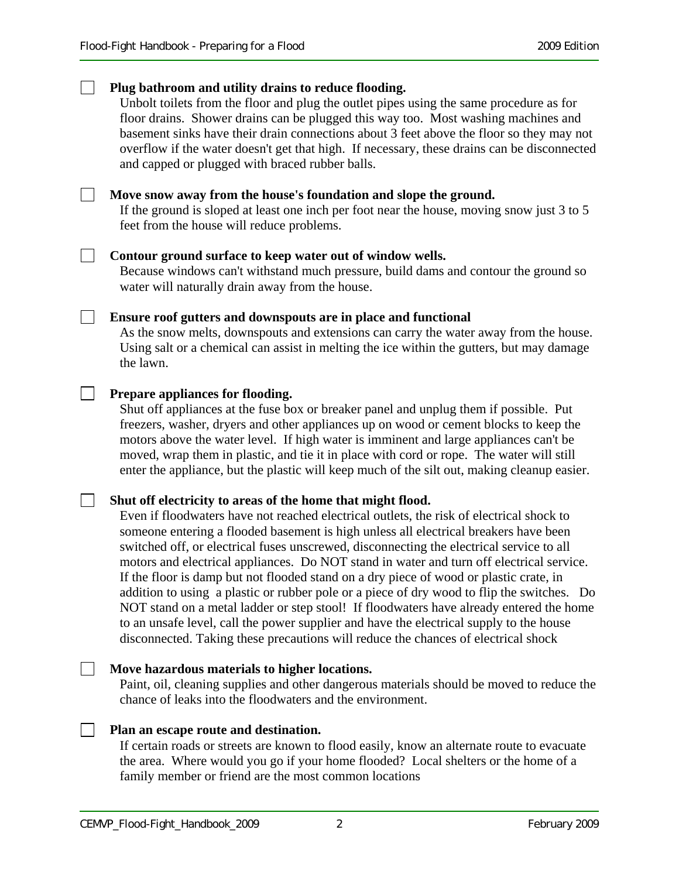- [ ] **Plug bathroom and utility drains to reduce flooding.**
  Unbolt toilets from the floor and plug the outlet pipes using the same procedure as for floor drains. Shower drains can be plugged this way too. Most washing machines and basement sinks have their drain connections about 3 feet above the floor so they may not overflow if the water doesn't get that high. If necessary, these drains can be disconnected and capped or plugged with braced rubber balls.

- [ ] **Move snow away from the house's foundation and slope the ground.**
  If the ground is sloped at least one inch per foot near the house, moving snow just 3 to 5 feet from the house will reduce problems.

- [ ] **Contour ground surface to keep water out of window wells.**
  Because windows can't withstand much pressure, build dams and contour the ground so water will naturally drain away from the house.

- [ ] **Ensure roof gutters and downspouts are in place and functional**
  As the snow melts, downspouts and extensions can carry the water away from the house. Using salt or a chemical can assist in melting the ice within the gutters, but may damage the lawn.

- [ ] **Prepare appliances for flooding.**
  Shut off appliances at the fuse box or breaker panel and unplug them if possible. Put freezers, washer, dryers and other appliances up on wood or cement blocks to keep the motors above the water level. If high water is imminent and large appliances can't be moved, wrap them in plastic, and tie it in place with cord or rope. The water will still enter the appliance, but the plastic will keep much of the silt out, making cleanup easier.

- [ ] **Shut off electricity to areas of the home that might flood.**
  Even if floodwaters have not reached electrical outlets, the risk of electrical shock to someone entering a flooded basement is high unless all electrical breakers have been switched off, or electrical fuses unscrewed, disconnecting the electrical service to all motors and electrical appliances. Do NOT stand in water and turn off electrical service. If the floor is damp but not flooded stand on a dry piece of wood or plastic crate, in addition to using a plastic or rubber pole or a piece of dry wood to flip the switches. Do NOT stand on a metal ladder or step stool! If floodwaters have already entered the home to an unsafe level, call the power supplier and have the electrical supply to the house disconnected. Taking these precautions will reduce the chances of electrical shock

- [ ] **Move hazardous materials to higher locations.**
  Paint, oil, cleaning supplies and other dangerous materials should be moved to reduce the chance of leaks into the floodwaters and the environment.

- [ ] **Plan an escape route and destination.**
  If certain roads or streets are known to flood easily, know an alternate route to evacuate the area. Where would you go if your home flooded? Local shelters or the home of a family member or friend are the most common locations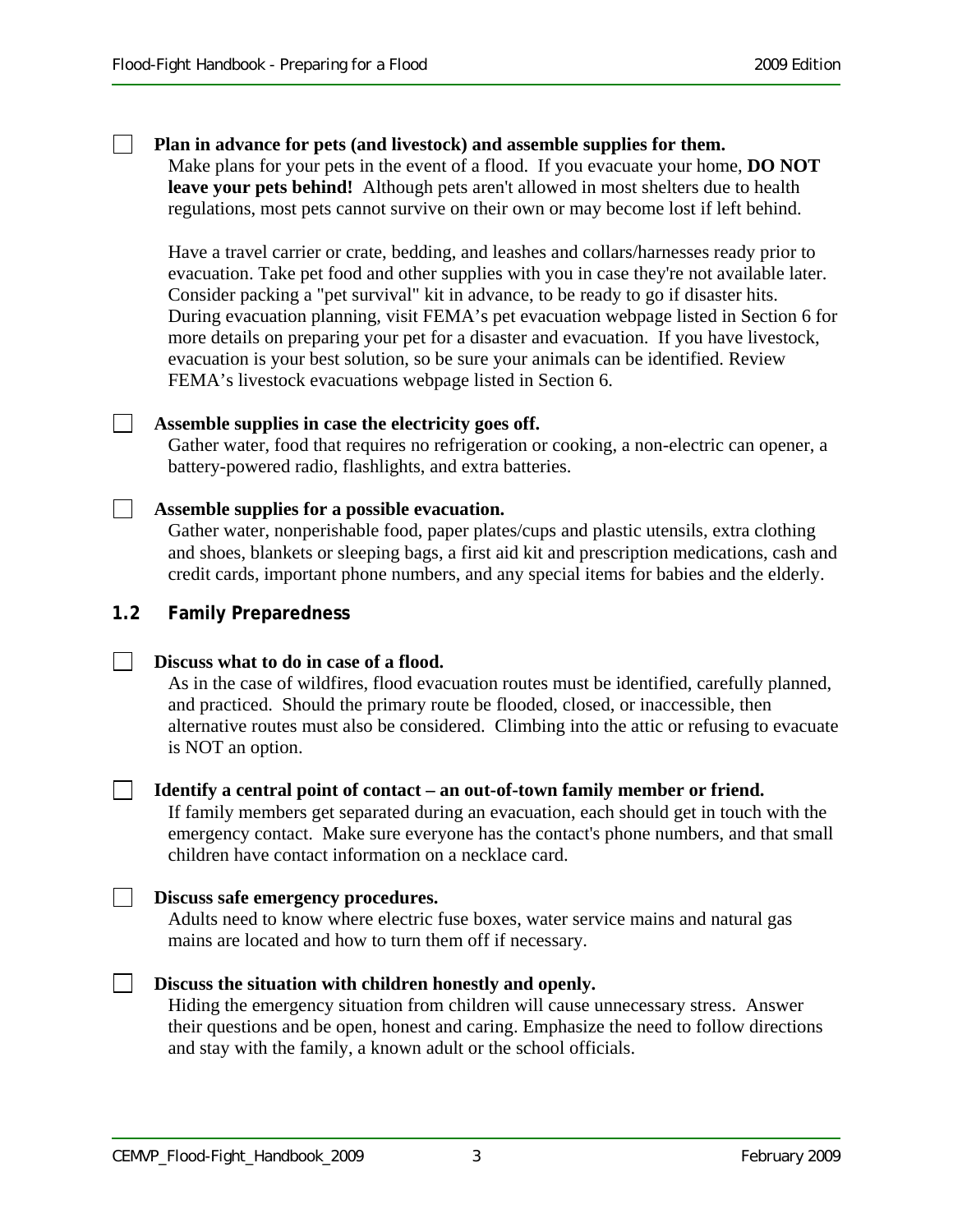- [ ] **Plan in advance for pets (and livestock) and assemble supplies for them.**
  Make plans for your pets in the event of a flood. If you evacuate your home, **DO NOT leave your pets behind!** Although pets aren't allowed in most shelters due to health regulations, most pets cannot survive on their own or may become lost if left behind.

  Have a travel carrier or crate, bedding, and leashes and collars/harnesses ready prior to evacuation. Take pet food and other supplies with you in case they're not available later. Consider packing a "pet survival" kit in advance, to be ready to go if disaster hits. During evacuation planning, visit FEMA's pet evacuation webpage listed in Section 6 for more details on preparing your pet for a disaster and evacuation. If you have livestock, evacuation is your best solution, so be sure your animals can be identified. Review FEMA's livestock evacuations webpage listed in Section 6.

- [ ] **Assemble supplies in case the electricity goes off.**
  Gather water, food that requires no refrigeration or cooking, a non-electric can opener, a battery-powered radio, flashlights, and extra batteries.

- [ ] **Assemble supplies for a possible evacuation.**
  Gather water, nonperishable food, paper plates/cups and plastic utensils, extra clothing and shoes, blankets or sleeping bags, a first aid kit and prescription medications, cash and credit cards, important phone numbers, and any special items for babies and the elderly.

## 1.2 Family Preparedness

- [ ] **Discuss what to do in case of a flood.**
  As in the case of wildfires, flood evacuation routes must be identified, carefully planned, and practiced. Should the primary route be flooded, closed, or inaccessible, then alternative routes must also be considered. Climbing into the attic or refusing to evacuate is NOT an option.

- [ ] **Identify a central point of contact – an out-of-town family member or friend.**
  If family members get separated during an evacuation, each should get in touch with the emergency contact. Make sure everyone has the contact's phone numbers, and that small children have contact information on a necklace card.

- [ ] **Discuss safe emergency procedures.**
  Adults need to know where electric fuse boxes, water service mains and natural gas mains are located and how to turn them off if necessary.

- [ ] **Discuss the situation with children honestly and openly.**
  Hiding the emergency situation from children will cause unnecessary stress. Answer their questions and be open, honest and caring. Emphasize the need to follow directions and stay with the family, a known adult or the school officials.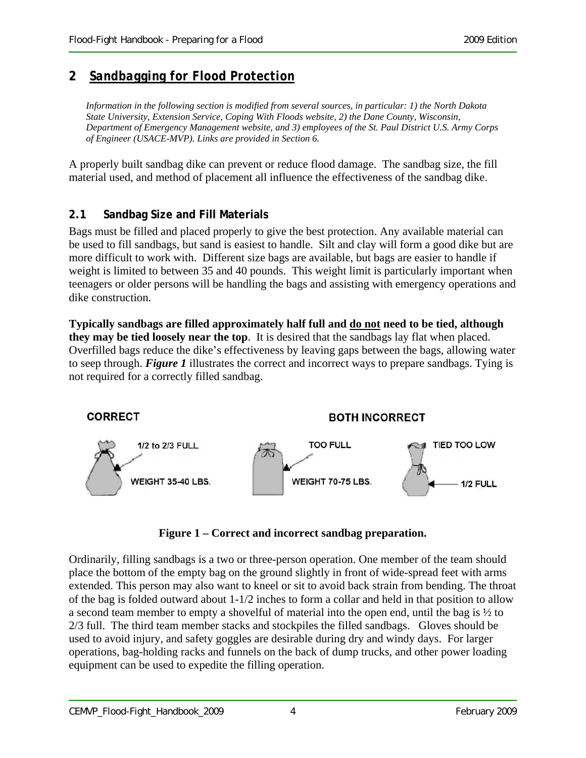## 2 *Sandbagging for Flood Protection*

*Information in the following section is modified from several sources, in particular: 1) the North Dakota State University, Extension Service, Coping With Floods website, 2) the Dane County, Wisconsin, Department of Emergency Management website, and 3) employees of the St. Paul District U.S. Army Corps of Engineer (USACE-MVP). Links are provided in Section 6.*

A properly built sandbag dike can prevent or reduce flood damage. The sandbag size, the fill material used, and method of placement all influence the effectiveness of the sandbag dike.

### 2.1 Sandbag Size and Fill Materials

Bags must be filled and placed properly to give the best protection. Any available material can be used to fill sandbags, but sand is easiest to handle. Silt and clay will form a good dike but are more difficult to work with. Different size bags are available, but bags are easier to handle if weight is limited to between 35 and 40 pounds. This weight limit is particularly important when teenagers or older persons will be handling the bags and assisting with emergency operations and dike construction.

**Typically sandbags are filled approximately half full and <u>do not</u> need to be tied, although they may be tied loosely near the top**. It is desired that the sandbags lay flat when placed. Overfilled bags reduce the dike's effectiveness by leaving gaps between the bags, allowing water to seep through. ***Figure 1*** illustrates the correct and incorrect ways to prepare sandbags. Tying is not required for a correctly filled sandbag.

CORRECT — 1/2 to 2/3 FULL, WEIGHT 35-40 LBS.

BOTH INCORRECT — TOO FULL, WEIGHT 70-75 LBS. / TIED TOO LOW, 1/2 FULL

**Figure 1 – Correct and incorrect sandbag preparation.**

Ordinarily, filling sandbags is a two or three-person operation. One member of the team should place the bottom of the empty bag on the ground slightly in front of wide-spread feet with arms extended. This person may also want to kneel or sit to avoid back strain from bending. The throat of the bag is folded outward about 1-1/2 inches to form a collar and held in that position to allow a second team member to empty a shovelful of material into the open end, until the bag is ½ to 2/3 full. The third team member stacks and stockpiles the filled sandbags. Gloves should be used to avoid injury, and safety goggles are desirable during dry and windy days. For larger operations, bag-holding racks and funnels on the back of dump trucks, and other power loading equipment can be used to expedite the filling operation.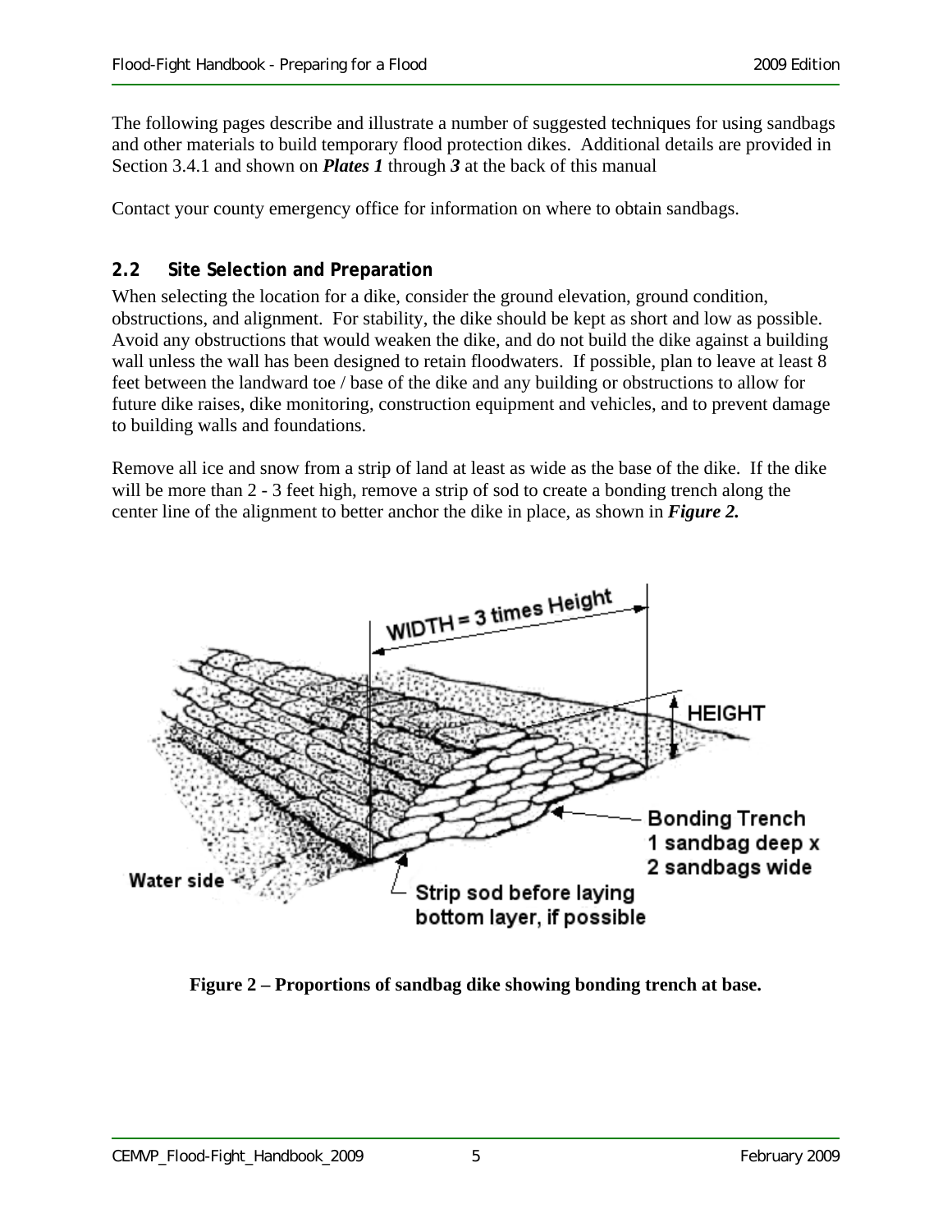The following pages describe and illustrate a number of suggested techniques for using sandbags and other materials to build temporary flood protection dikes. Additional details are provided in Section 3.4.1 and shown on ***Plates 1*** through ***3*** at the back of this manual

Contact your county emergency office for information on where to obtain sandbags.

## 2.2 Site Selection and Preparation

When selecting the location for a dike, consider the ground elevation, ground condition, obstructions, and alignment. For stability, the dike should be kept as short and low as possible. Avoid any obstructions that would weaken the dike, and do not build the dike against a building wall unless the wall has been designed to retain floodwaters. If possible, plan to leave at least 8 feet between the landward toe / base of the dike and any building or obstructions to allow for future dike raises, dike monitoring, construction equipment and vehicles, and to prevent damage to building walls and foundations.

Remove all ice and snow from a strip of land at least as wide as the base of the dike. If the dike will be more than 2 - 3 feet high, remove a strip of sod to create a bonding trench along the center line of the alignment to better anchor the dike in place, as shown in ***Figure 2.***

WIDTH = 3 times Height

HEIGHT

Bonding Trench
1 sandbag deep x
2 sandbags wide

Water side

Strip sod before laying
bottom layer, if possible

**Figure 2 – Proportions of sandbag dike showing bonding trench at base.**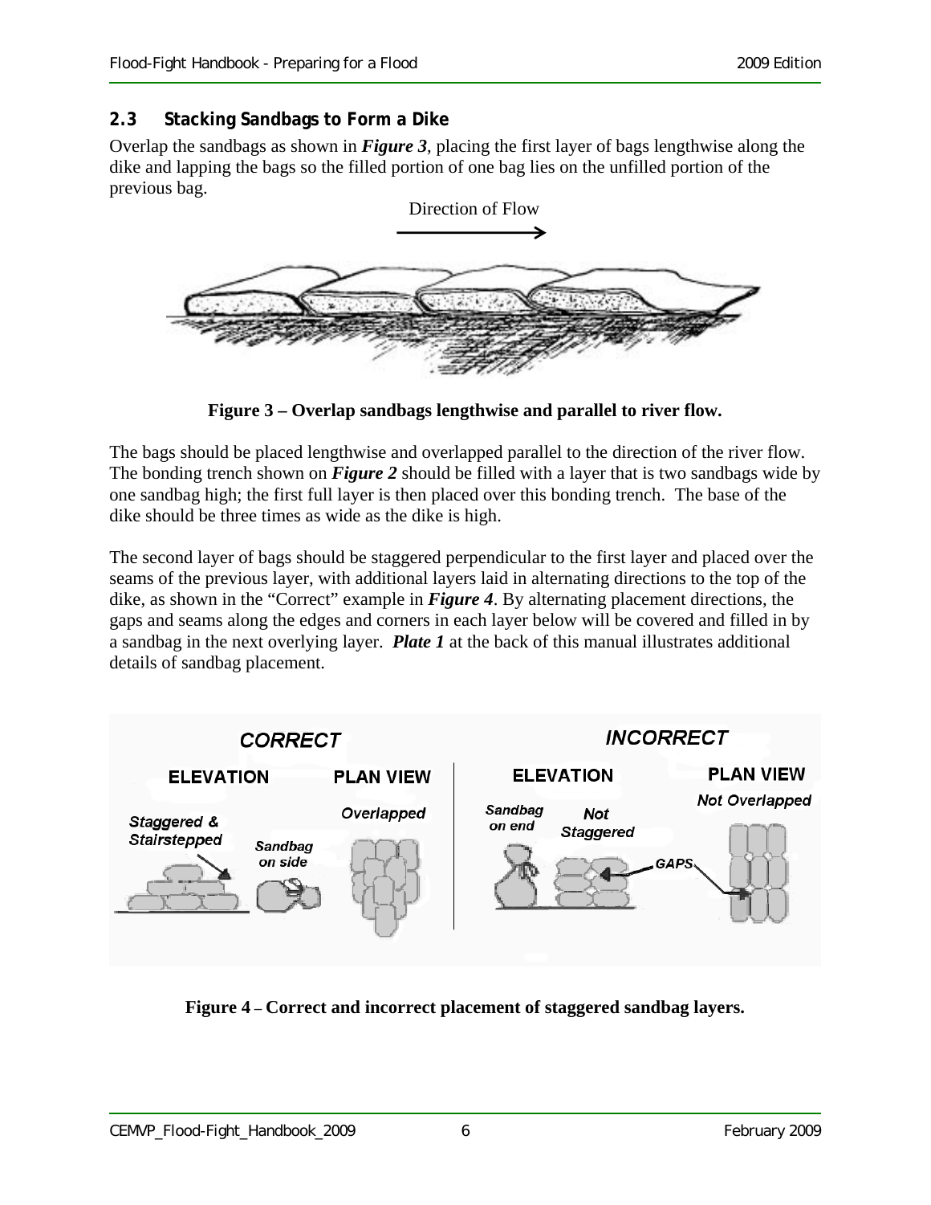## 2.3 Stacking Sandbags to Form a Dike

Overlap the sandbags as shown in ***Figure 3***, placing the first layer of bags lengthwise along the dike and lapping the bags so the filled portion of one bag lies on the unfilled portion of the previous bag.

**Figure 3 – Overlap sandbags lengthwise and parallel to river flow.**

The bags should be placed lengthwise and overlapped parallel to the direction of the river flow. The bonding trench shown on ***Figure 2*** should be filled with a layer that is two sandbags wide by one sandbag high; the first full layer is then placed over this bonding trench. The base of the dike should be three times as wide as the dike is high.

The second layer of bags should be staggered perpendicular to the first layer and placed over the seams of the previous layer, with additional layers laid in alternating directions to the top of the dike, as shown in the "Correct" example in ***Figure 4***. By alternating placement directions, the gaps and seams along the edges and corners in each layer below will be covered and filled in by a sandbag in the next overlying layer. ***Plate 1*** at the back of this manual illustrates additional details of sandbag placement.

**Figure 4 – Correct and incorrect placement of staggered sandbag layers.**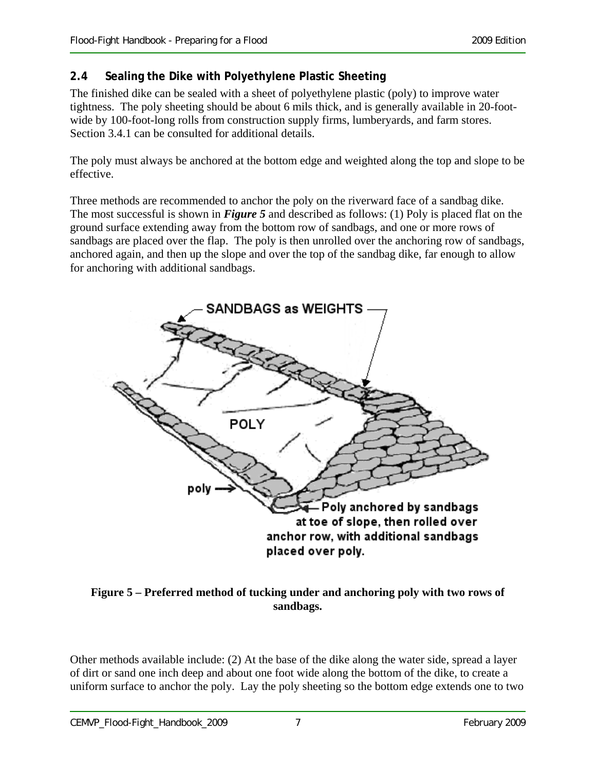## 2.4 Sealing the Dike with Polyethylene Plastic Sheeting

The finished dike can be sealed with a sheet of polyethylene plastic (poly) to improve water tightness. The poly sheeting should be about 6 mils thick, and is generally available in 20-foot-wide by 100-foot-long rolls from construction supply firms, lumberyards, and farm stores. Section 3.4.1 can be consulted for additional details.

The poly must always be anchored at the bottom edge and weighted along the top and slope to be effective.

Three methods are recommended to anchor the poly on the riverward face of a sandbag dike. The most successful is shown in ***Figure 5*** and described as follows: (1) Poly is placed flat on the ground surface extending away from the bottom row of sandbags, and one or more rows of sandbags are placed over the flap. The poly is then unrolled over the anchoring row of sandbags, anchored again, and then up the slope and over the top of the sandbag dike, far enough to allow for anchoring with additional sandbags.

**Figure 5 – Preferred method of tucking under and anchoring poly with two rows of sandbags.**

Other methods available include: (2) At the base of the dike along the water side, spread a layer of dirt or sand one inch deep and about one foot wide along the bottom of the dike, to create a uniform surface to anchor the poly. Lay the poly sheeting so the bottom edge extends one to two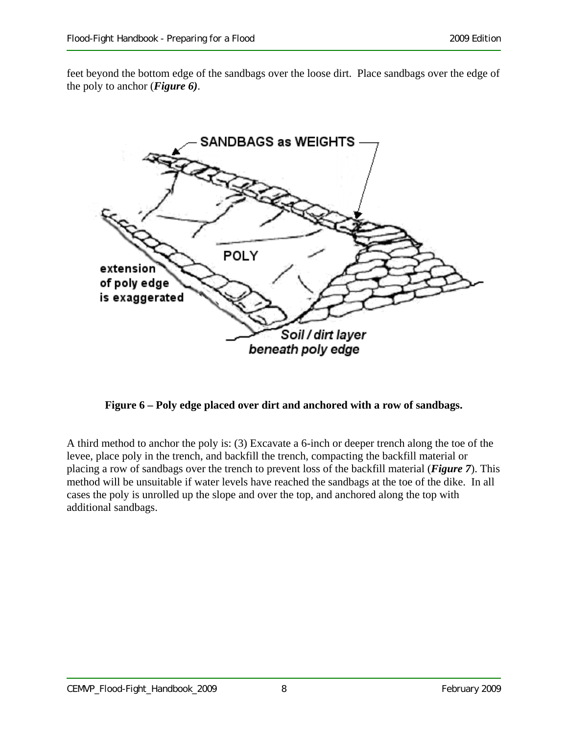feet beyond the bottom edge of the sandbags over the loose dirt. Place sandbags over the edge of the poly to anchor (***Figure 6)***.

**Figure 6 – Poly edge placed over dirt and anchored with a row of sandbags.**

A third method to anchor the poly is: (3) Excavate a 6-inch or deeper trench along the toe of the levee, place poly in the trench, and backfill the trench, compacting the backfill material or placing a row of sandbags over the trench to prevent loss of the backfill material (***Figure 7***). This method will be unsuitable if water levels have reached the sandbags at the toe of the dike. In all cases the poly is unrolled up the slope and over the top, and anchored along the top with additional sandbags.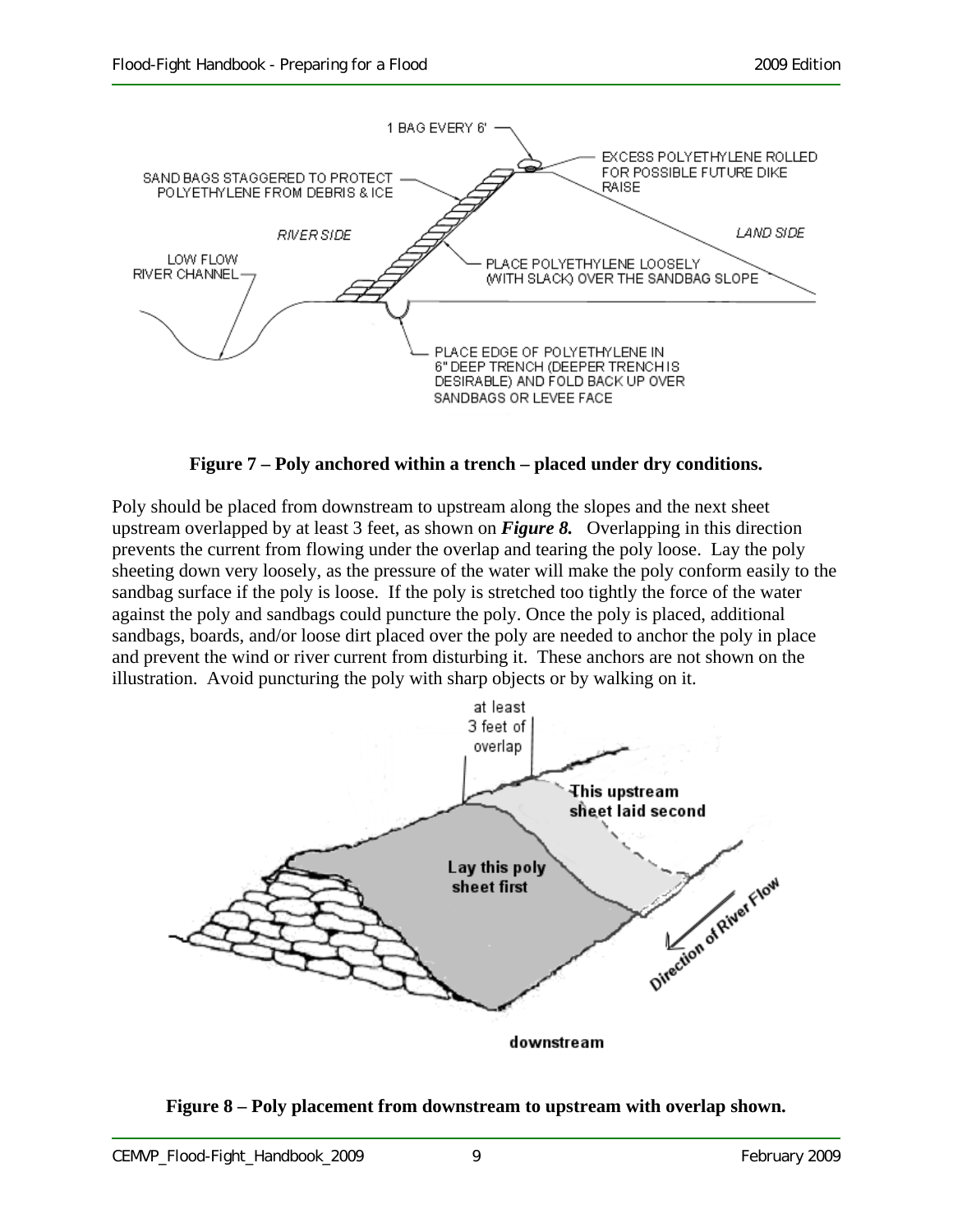**Figure 7 – Poly anchored within a trench – placed under dry conditions.**

Poly should be placed from downstream to upstream along the slopes and the next sheet upstream overlapped by at least 3 feet, as shown on ***Figure 8.*** Overlapping in this direction prevents the current from flowing under the overlap and tearing the poly loose. Lay the poly sheeting down very loosely, as the pressure of the water will make the poly conform easily to the sandbag surface if the poly is loose. If the poly is stretched too tightly the force of the water against the poly and sandbags could puncture the poly. Once the poly is placed, additional sandbags, boards, and/or loose dirt placed over the poly are needed to anchor the poly in place and prevent the wind or river current from disturbing it. These anchors are not shown on the illustration. Avoid puncturing the poly with sharp objects or by walking on it.

**Figure 8 – Poly placement from downstream to upstream with overlap shown.**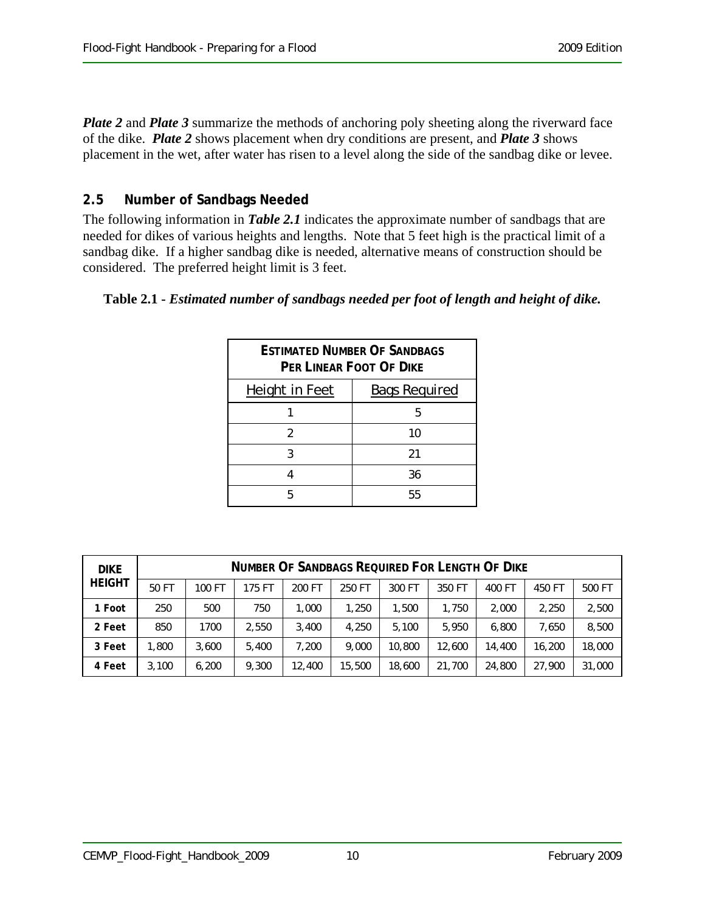***Plate 2*** and ***Plate 3*** summarize the methods of anchoring poly sheeting along the riverward face of the dike. ***Plate 2*** shows placement when dry conditions are present, and ***Plate 3*** shows placement in the wet, after water has risen to a level along the side of the sandbag dike or levee.

## 2.5 Number of Sandbags Needed

The following information in ***Table 2.1*** indicates the approximate number of sandbags that are needed for dikes of various heights and lengths. Note that 5 feet high is the practical limit of a sandbag dike. If a higher sandbag dike is needed, alternative means of construction should be considered. The preferred height limit is 3 feet.

**Table 2.1 -** ***Estimated number of sandbags needed per foot of length and height of dike.***

| **ESTIMATED NUMBER OF SANDBAGS PER LINEAR FOOT OF DIKE** | |
|---|---|
| Height in Feet | Bags Required |
| 1 | 5 |
| 2 | 10 |
| 3 | 21 |
| 4 | 36 |
| 5 | 55 |

| **DIKE HEIGHT** | **NUMBER OF SANDBAGS REQUIRED FOR LENGTH OF DIKE** | | | | | | | | | |
|---|---|---|---|---|---|---|---|---|---|---|
| | 50 FT | 100 FT | 175 FT | 200 FT | 250 FT | 300 FT | 350 FT | 400 FT | 450 FT | 500 FT |
| **1 Foot** | 250 | 500 | 750 | 1,000 | 1,250 | 1,500 | 1,750 | 2,000 | 2,250 | 2,500 |
| **2 Feet** | 850 | 1700 | 2,550 | 3,400 | 4,250 | 5,100 | 5,950 | 6,800 | 7,650 | 8,500 |
| **3 Feet** | 1,800 | 3,600 | 5,400 | 7,200 | 9,000 | 10,800 | 12,600 | 14,400 | 16,200 | 18,000 |
| **4 Feet** | 3,100 | 6,200 | 9,300 | 12,400 | 15,500 | 18,600 | 21,700 | 24,800 | 27,900 | 31,000 |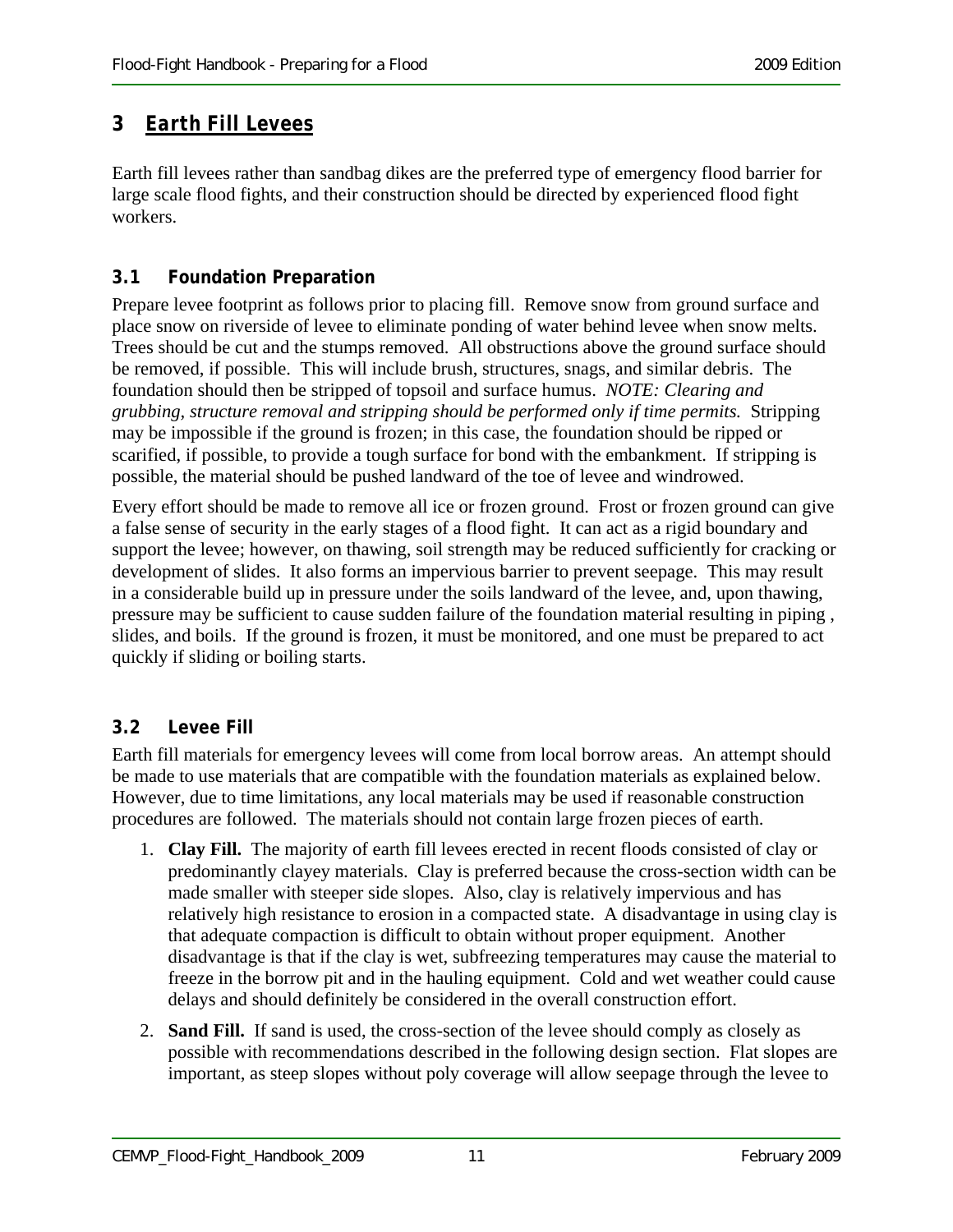## 3 Earth Fill Levees

Earth fill levees rather than sandbag dikes are the preferred type of emergency flood barrier for large scale flood fights, and their construction should be directed by experienced flood fight workers.

### 3.1 Foundation Preparation

Prepare levee footprint as follows prior to placing fill. Remove snow from ground surface and place snow on riverside of levee to eliminate ponding of water behind levee when snow melts. Trees should be cut and the stumps removed. All obstructions above the ground surface should be removed, if possible. This will include brush, structures, snags, and similar debris. The foundation should then be stripped of topsoil and surface humus. *NOTE: Clearing and grubbing, structure removal and stripping should be performed only if time permits.* Stripping may be impossible if the ground is frozen; in this case, the foundation should be ripped or scarified, if possible, to provide a tough surface for bond with the embankment. If stripping is possible, the material should be pushed landward of the toe of levee and windrowed.

Every effort should be made to remove all ice or frozen ground. Frost or frozen ground can give a false sense of security in the early stages of a flood fight. It can act as a rigid boundary and support the levee; however, on thawing, soil strength may be reduced sufficiently for cracking or development of slides. It also forms an impervious barrier to prevent seepage. This may result in a considerable build up in pressure under the soils landward of the levee, and, upon thawing, pressure may be sufficient to cause sudden failure of the foundation material resulting in piping , slides, and boils. If the ground is frozen, it must be monitored, and one must be prepared to act quickly if sliding or boiling starts.

### 3.2 Levee Fill

Earth fill materials for emergency levees will come from local borrow areas. An attempt should be made to use materials that are compatible with the foundation materials as explained below. However, due to time limitations, any local materials may be used if reasonable construction procedures are followed. The materials should not contain large frozen pieces of earth.

1. **Clay Fill.** The majority of earth fill levees erected in recent floods consisted of clay or predominantly clayey materials. Clay is preferred because the cross-section width can be made smaller with steeper side slopes. Also, clay is relatively impervious and has relatively high resistance to erosion in a compacted state. A disadvantage in using clay is that adequate compaction is difficult to obtain without proper equipment. Another disadvantage is that if the clay is wet, subfreezing temperatures may cause the material to freeze in the borrow pit and in the hauling equipment. Cold and wet weather could cause delays and should definitely be considered in the overall construction effort.

2. **Sand Fill.** If sand is used, the cross-section of the levee should comply as closely as possible with recommendations described in the following design section. Flat slopes are important, as steep slopes without poly coverage will allow seepage through the levee to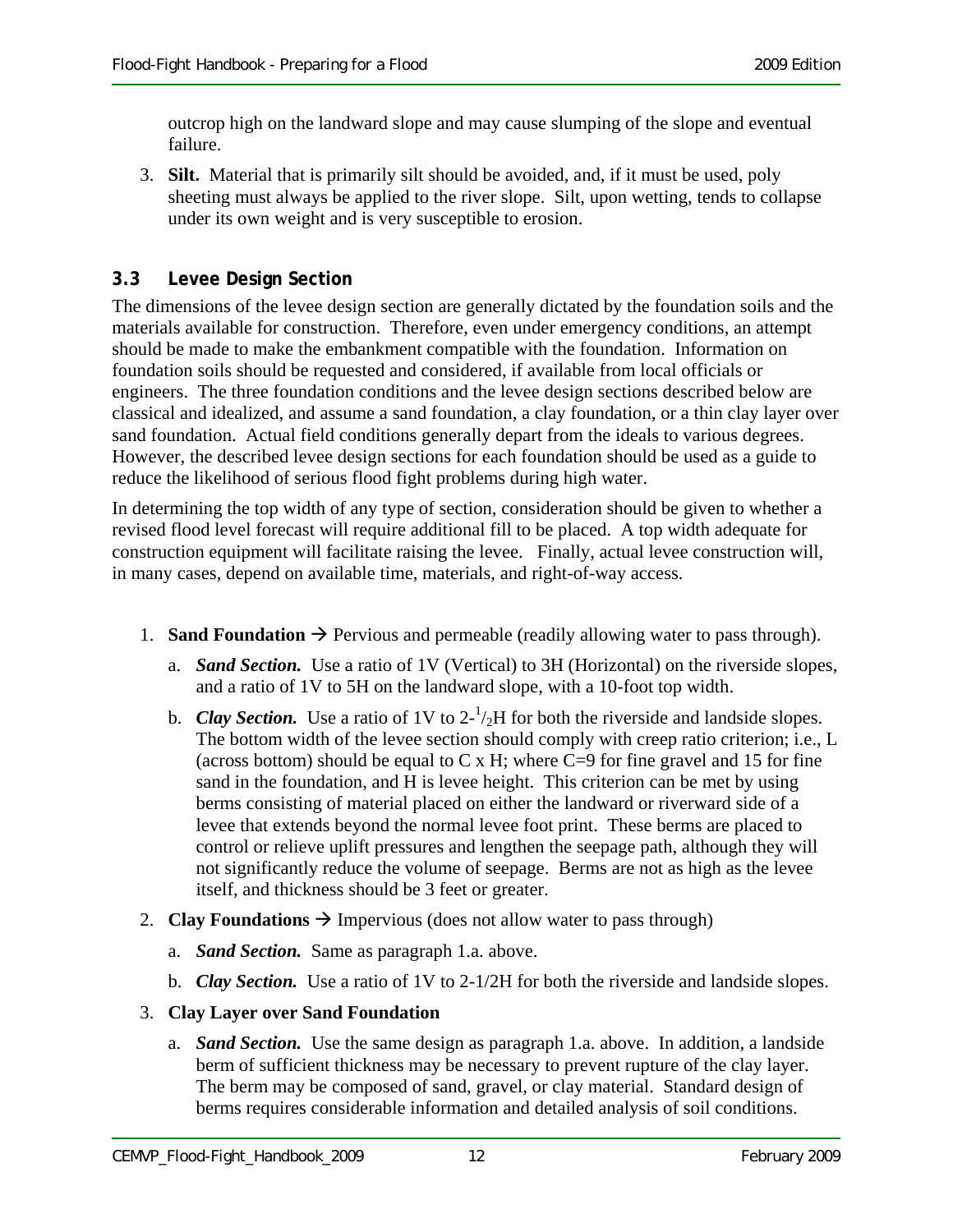outcrop high on the landward slope and may cause slumping of the slope and eventual failure.

3. **Silt.** Material that is primarily silt should be avoided, and, if it must be used, poly sheeting must always be applied to the river slope. Silt, upon wetting, tends to collapse under its own weight and is very susceptible to erosion.

## 3.3 Levee Design Section

The dimensions of the levee design section are generally dictated by the foundation soils and the materials available for construction. Therefore, even under emergency conditions, an attempt should be made to make the embankment compatible with the foundation. Information on foundation soils should be requested and considered, if available from local officials or engineers. The three foundation conditions and the levee design sections described below are classical and idealized, and assume a sand foundation, a clay foundation, or a thin clay layer over sand foundation. Actual field conditions generally depart from the ideals to various degrees. However, the described levee design sections for each foundation should be used as a guide to reduce the likelihood of serious flood fight problems during high water.

In determining the top width of any type of section, consideration should be given to whether a revised flood level forecast will require additional fill to be placed. A top width adequate for construction equipment will facilitate raising the levee. Finally, actual levee construction will, in many cases, depend on available time, materials, and right-of-way access.

1. **Sand Foundation** → Pervious and permeable (readily allowing water to pass through).
   a. ***Sand Section.*** Use a ratio of 1V (Vertical) to 3H (Horizontal) on the riverside slopes, and a ratio of 1V to 5H on the landward slope, with a 10-foot top width.
   b. ***Clay Section.*** Use a ratio of 1V to 2-$^{1}/_{2}$H for both the riverside and landside slopes. The bottom width of the levee section should comply with creep ratio criterion; i.e., L (across bottom) should be equal to C x H; where C=9 for fine gravel and 15 for fine sand in the foundation, and H is levee height. This criterion can be met by using berms consisting of material placed on either the landward or riverward side of a levee that extends beyond the normal levee foot print. These berms are placed to control or relieve uplift pressures and lengthen the seepage path, although they will not significantly reduce the volume of seepage. Berms are not as high as the levee itself, and thickness should be 3 feet or greater.
2. **Clay Foundations** → Impervious (does not allow water to pass through)
   a. ***Sand Section.*** Same as paragraph 1.a. above.
   b. ***Clay Section.*** Use a ratio of 1V to 2-1/2H for both the riverside and landside slopes.
3. **Clay Layer over Sand Foundation**
   a. ***Sand Section.*** Use the same design as paragraph 1.a. above. In addition, a landside berm of sufficient thickness may be necessary to prevent rupture of the clay layer. The berm may be composed of sand, gravel, or clay material. Standard design of berms requires considerable information and detailed analysis of soil conditions.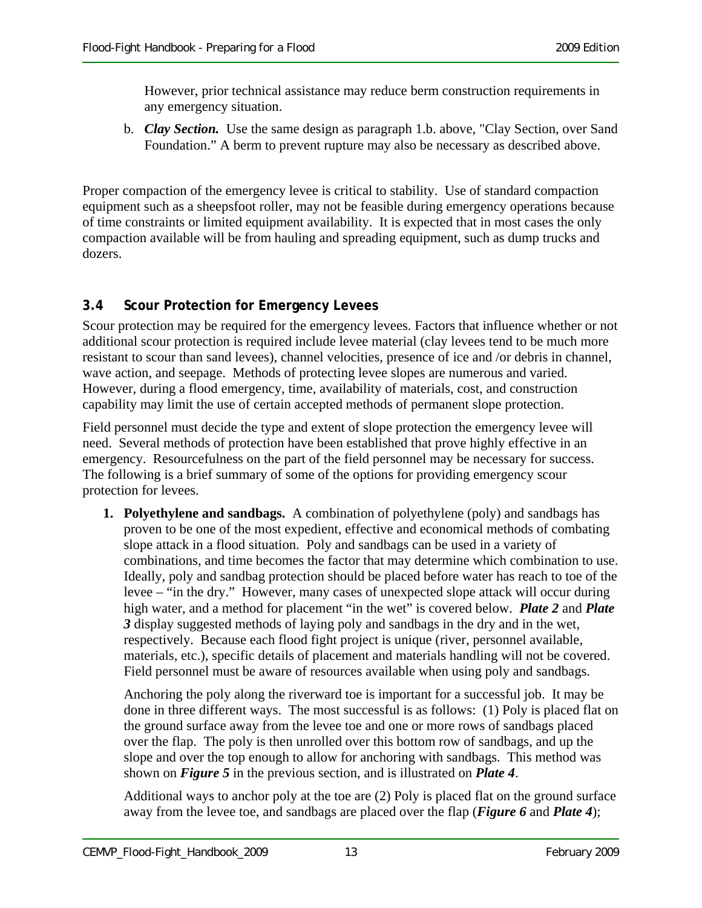However, prior technical assistance may reduce berm construction requirements in any emergency situation.

b. ***Clay Section.*** Use the same design as paragraph 1.b. above, "Clay Section, over Sand Foundation." A berm to prevent rupture may also be necessary as described above.

Proper compaction of the emergency levee is critical to stability. Use of standard compaction equipment such as a sheepsfoot roller, may not be feasible during emergency operations because of time constraints or limited equipment availability. It is expected that in most cases the only compaction available will be from hauling and spreading equipment, such as dump trucks and dozers.

## 3.4 Scour Protection for Emergency Levees

Scour protection may be required for the emergency levees. Factors that influence whether or not additional scour protection is required include levee material (clay levees tend to be much more resistant to scour than sand levees), channel velocities, presence of ice and /or debris in channel, wave action, and seepage. Methods of protecting levee slopes are numerous and varied. However, during a flood emergency, time, availability of materials, cost, and construction capability may limit the use of certain accepted methods of permanent slope protection.

Field personnel must decide the type and extent of slope protection the emergency levee will need. Several methods of protection have been established that prove highly effective in an emergency. Resourcefulness on the part of the field personnel may be necessary for success. The following is a brief summary of some of the options for providing emergency scour protection for levees.

1. **Polyethylene and sandbags.** A combination of polyethylene (poly) and sandbags has proven to be one of the most expedient, effective and economical methods of combating slope attack in a flood situation. Poly and sandbags can be used in a variety of combinations, and time becomes the factor that may determine which combination to use. Ideally, poly and sandbag protection should be placed before water has reach to toe of the levee – "in the dry." However, many cases of unexpected slope attack will occur during high water, and a method for placement "in the wet" is covered below. ***Plate 2*** and ***Plate 3*** display suggested methods of laying poly and sandbags in the dry and in the wet, respectively. Because each flood fight project is unique (river, personnel available, materials, etc.), specific details of placement and materials handling will not be covered. Field personnel must be aware of resources available when using poly and sandbags.

   Anchoring the poly along the riverward toe is important for a successful job. It may be done in three different ways. The most successful is as follows: (1) Poly is placed flat on the ground surface away from the levee toe and one or more rows of sandbags placed over the flap. The poly is then unrolled over this bottom row of sandbags, and up the slope and over the top enough to allow for anchoring with sandbags. This method was shown on ***Figure 5*** in the previous section, and is illustrated on ***Plate 4***.

   Additional ways to anchor poly at the toe are (2) Poly is placed flat on the ground surface away from the levee toe, and sandbags are placed over the flap (***Figure 6*** and ***Plate 4***);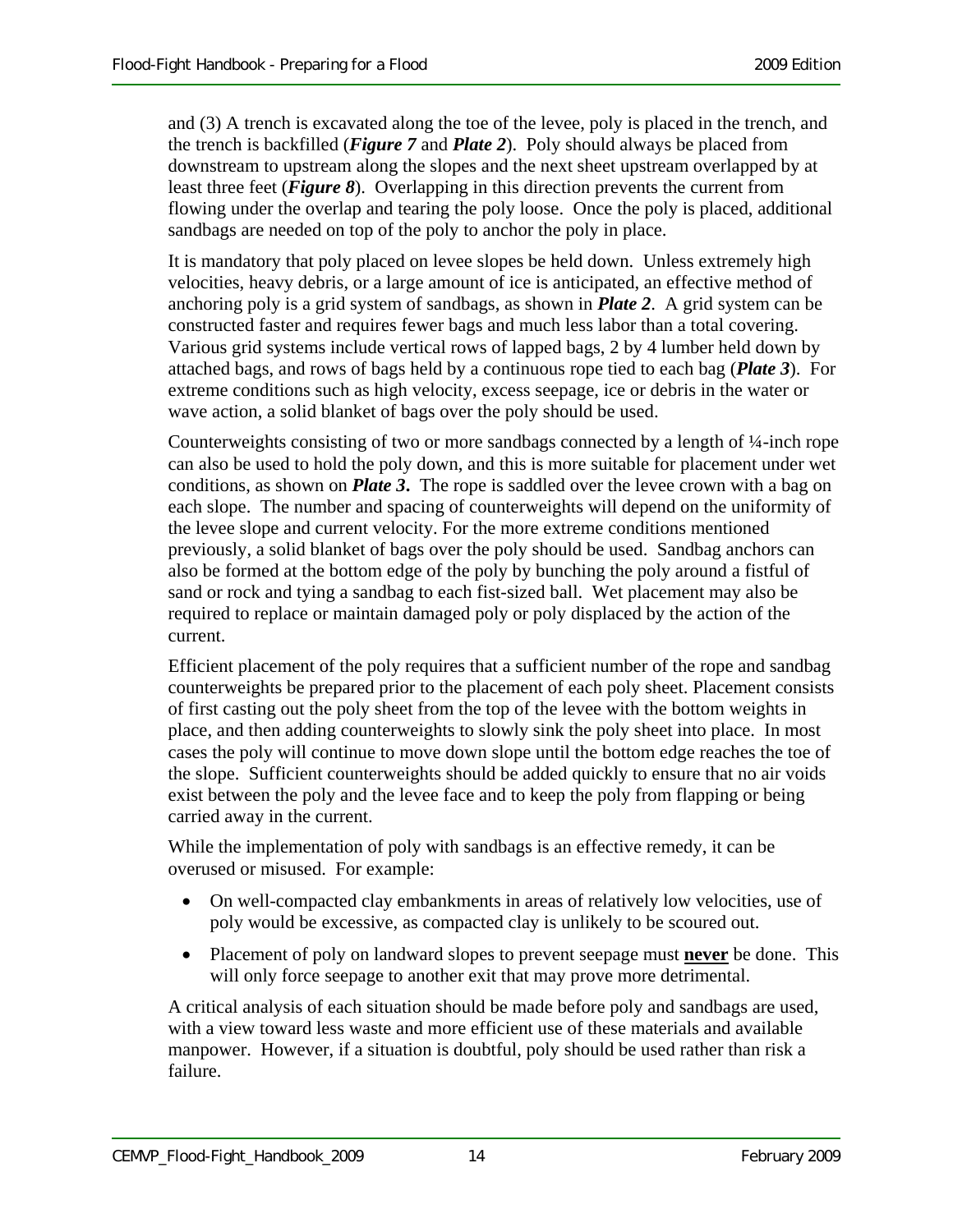and (3) A trench is excavated along the toe of the levee, poly is placed in the trench, and the trench is backfilled (***Figure 7*** and ***Plate 2***). Poly should always be placed from downstream to upstream along the slopes and the next sheet upstream overlapped by at least three feet (***Figure 8***). Overlapping in this direction prevents the current from flowing under the overlap and tearing the poly loose. Once the poly is placed, additional sandbags are needed on top of the poly to anchor the poly in place.

It is mandatory that poly placed on levee slopes be held down. Unless extremely high velocities, heavy debris, or a large amount of ice is anticipated, an effective method of anchoring poly is a grid system of sandbags, as shown in ***Plate 2***. A grid system can be constructed faster and requires fewer bags and much less labor than a total covering. Various grid systems include vertical rows of lapped bags, 2 by 4 lumber held down by attached bags, and rows of bags held by a continuous rope tied to each bag (***Plate 3***). For extreme conditions such as high velocity, excess seepage, ice or debris in the water or wave action, a solid blanket of bags over the poly should be used.

Counterweights consisting of two or more sandbags connected by a length of ¼-inch rope can also be used to hold the poly down, and this is more suitable for placement under wet conditions, as shown on ***Plate 3***. The rope is saddled over the levee crown with a bag on each slope. The number and spacing of counterweights will depend on the uniformity of the levee slope and current velocity. For the more extreme conditions mentioned previously, a solid blanket of bags over the poly should be used. Sandbag anchors can also be formed at the bottom edge of the poly by bunching the poly around a fistful of sand or rock and tying a sandbag to each fist-sized ball. Wet placement may also be required to replace or maintain damaged poly or poly displaced by the action of the current.

Efficient placement of the poly requires that a sufficient number of the rope and sandbag counterweights be prepared prior to the placement of each poly sheet. Placement consists of first casting out the poly sheet from the top of the levee with the bottom weights in place, and then adding counterweights to slowly sink the poly sheet into place. In most cases the poly will continue to move down slope until the bottom edge reaches the toe of the slope. Sufficient counterweights should be added quickly to ensure that no air voids exist between the poly and the levee face and to keep the poly from flapping or being carried away in the current.

While the implementation of poly with sandbags is an effective remedy, it can be overused or misused. For example:

- On well-compacted clay embankments in areas of relatively low velocities, use of poly would be excessive, as compacted clay is unlikely to be scoured out.
- Placement of poly on landward slopes to prevent seepage must **never** be done. This will only force seepage to another exit that may prove more detrimental.

A critical analysis of each situation should be made before poly and sandbags are used, with a view toward less waste and more efficient use of these materials and available manpower. However, if a situation is doubtful, poly should be used rather than risk a failure.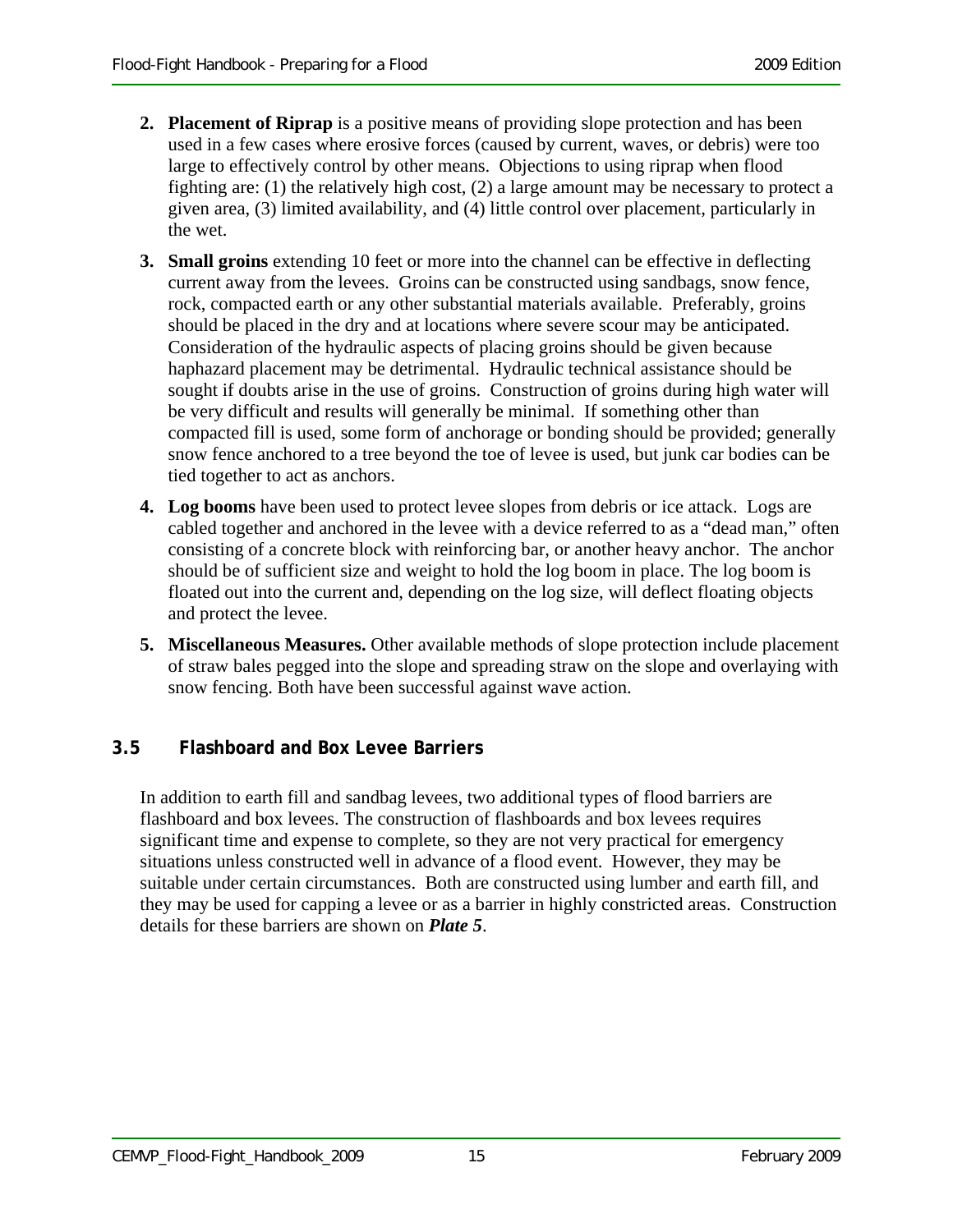2. **Placement of Riprap** is a positive means of providing slope protection and has been used in a few cases where erosive forces (caused by current, waves, or debris) were too large to effectively control by other means. Objections to using riprap when flood fighting are: (1) the relatively high cost, (2) a large amount may be necessary to protect a given area, (3) limited availability, and (4) little control over placement, particularly in the wet.

3. **Small groins** extending 10 feet or more into the channel can be effective in deflecting current away from the levees. Groins can be constructed using sandbags, snow fence, rock, compacted earth or any other substantial materials available. Preferably, groins should be placed in the dry and at locations where severe scour may be anticipated. Consideration of the hydraulic aspects of placing groins should be given because haphazard placement may be detrimental. Hydraulic technical assistance should be sought if doubts arise in the use of groins. Construction of groins during high water will be very difficult and results will generally be minimal. If something other than compacted fill is used, some form of anchorage or bonding should be provided; generally snow fence anchored to a tree beyond the toe of levee is used, but junk car bodies can be tied together to act as anchors.

4. **Log booms** have been used to protect levee slopes from debris or ice attack. Logs are cabled together and anchored in the levee with a device referred to as a "dead man," often consisting of a concrete block with reinforcing bar, or another heavy anchor. The anchor should be of sufficient size and weight to hold the log boom in place. The log boom is floated out into the current and, depending on the log size, will deflect floating objects and protect the levee.

5. **Miscellaneous Measures.** Other available methods of slope protection include placement of straw bales pegged into the slope and spreading straw on the slope and overlaying with snow fencing. Both have been successful against wave action.

## 3.5 Flashboard and Box Levee Barriers

In addition to earth fill and sandbag levees, two additional types of flood barriers are flashboard and box levees. The construction of flashboards and box levees requires significant time and expense to complete, so they are not very practical for emergency situations unless constructed well in advance of a flood event. However, they may be suitable under certain circumstances. Both are constructed using lumber and earth fill, and they may be used for capping a levee or as a barrier in highly constricted areas. Construction details for these barriers are shown on ***Plate 5***.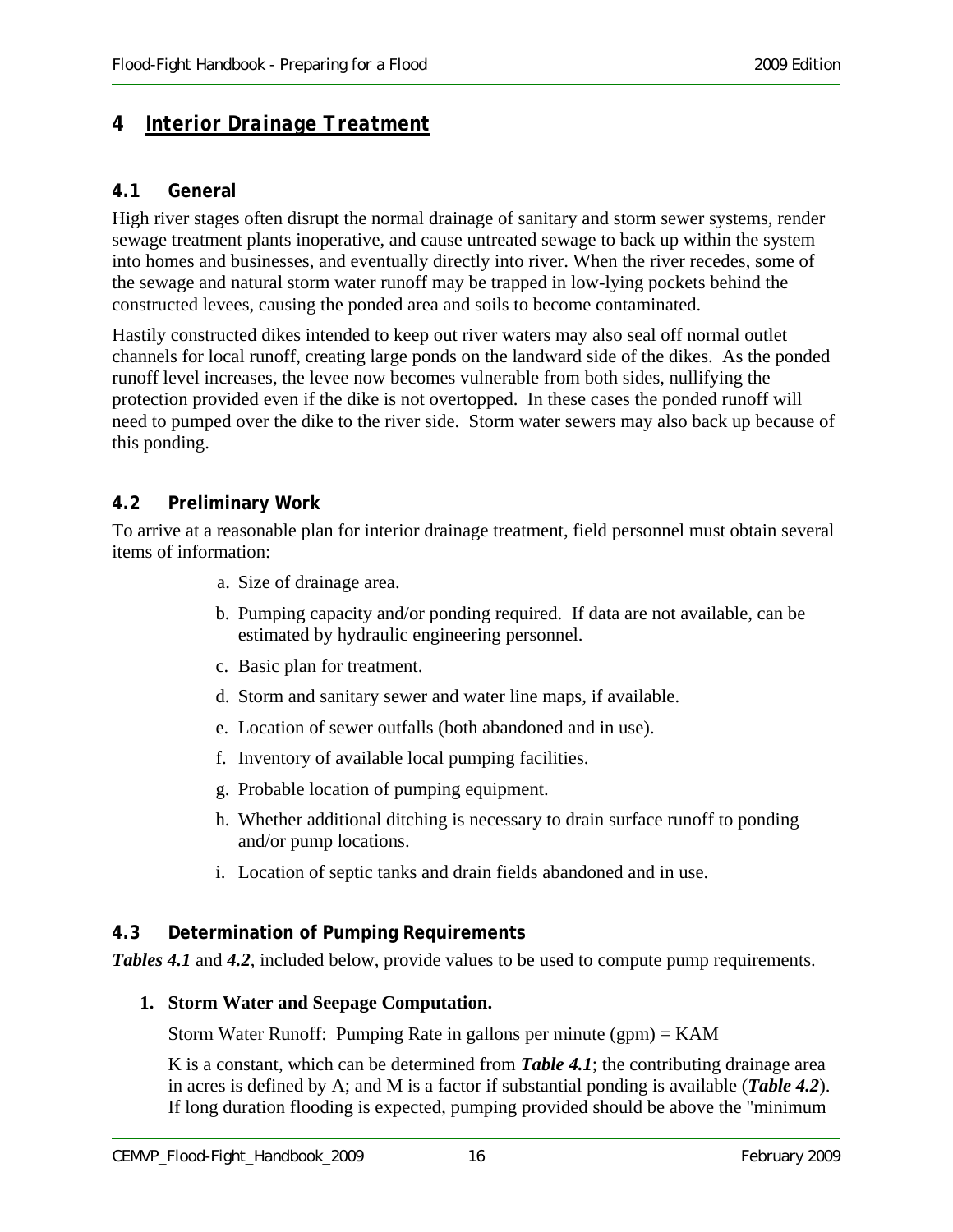# 4 Interior Drainage Treatment

## 4.1 General

High river stages often disrupt the normal drainage of sanitary and storm sewer systems, render sewage treatment plants inoperative, and cause untreated sewage to back up within the system into homes and businesses, and eventually directly into river. When the river recedes, some of the sewage and natural storm water runoff may be trapped in low-lying pockets behind the constructed levees, causing the ponded area and soils to become contaminated.

Hastily constructed dikes intended to keep out river waters may also seal off normal outlet channels for local runoff, creating large ponds on the landward side of the dikes. As the ponded runoff level increases, the levee now becomes vulnerable from both sides, nullifying the protection provided even if the dike is not overtopped. In these cases the ponded runoff will need to pumped over the dike to the river side. Storm water sewers may also back up because of this ponding.

## 4.2 Preliminary Work

To arrive at a reasonable plan for interior drainage treatment, field personnel must obtain several items of information:

a. Size of drainage area.

b. Pumping capacity and/or ponding required. If data are not available, can be estimated by hydraulic engineering personnel.

c. Basic plan for treatment.

d. Storm and sanitary sewer and water line maps, if available.

e. Location of sewer outfalls (both abandoned and in use).

f. Inventory of available local pumping facilities.

g. Probable location of pumping equipment.

h. Whether additional ditching is necessary to drain surface runoff to ponding and/or pump locations.

i. Location of septic tanks and drain fields abandoned and in use.

## 4.3 Determination of Pumping Requirements

***Tables 4.1*** and ***4.2***, included below, provide values to be used to compute pump requirements.

**1. Storm Water and Seepage Computation.**

Storm Water Runoff: Pumping Rate in gallons per minute (gpm) = KAM

K is a constant, which can be determined from ***Table 4.1***; the contributing drainage area in acres is defined by A; and M is a factor if substantial ponding is available (***Table 4.2***). If long duration flooding is expected, pumping provided should be above the "minimum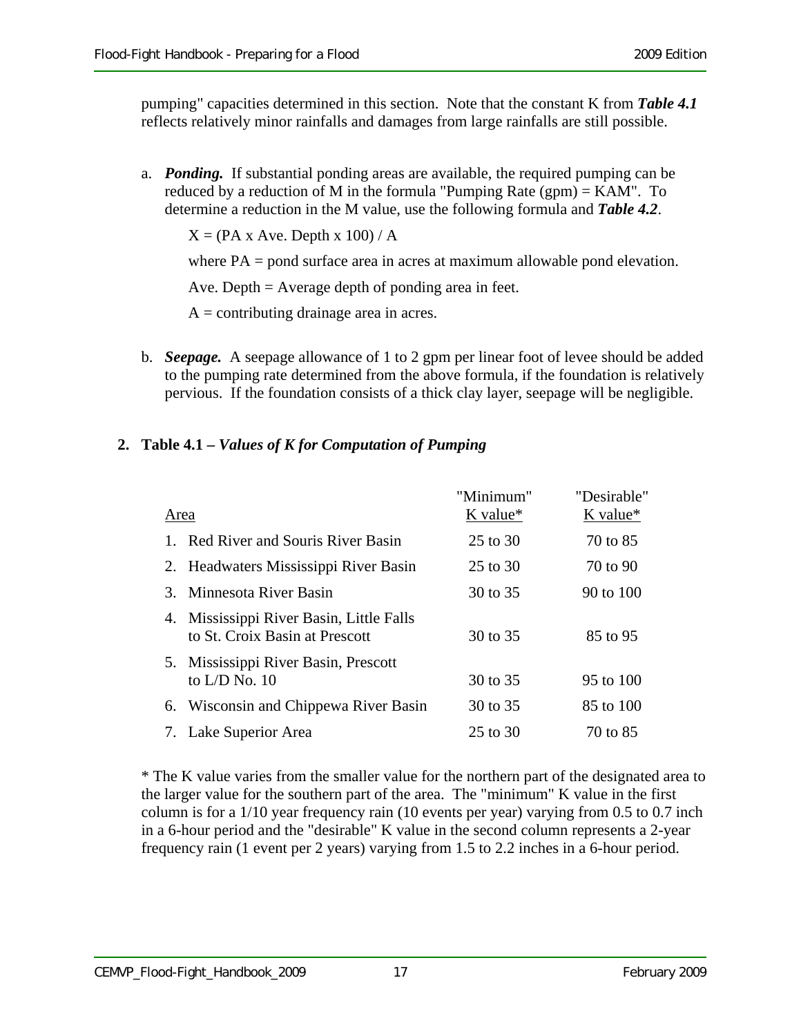pumping" capacities determined in this section. Note that the constant K from ***Table 4.1*** reflects relatively minor rainfalls and damages from large rainfalls are still possible.

a. ***Ponding.*** If substantial ponding areas are available, the required pumping can be reduced by a reduction of M in the formula "Pumping Rate (gpm) = KAM". To determine a reduction in the M value, use the following formula and ***Table 4.2***.

   $X = (PA \times \text{Ave. Depth} \times 100) / A$

   where PA = pond surface area in acres at maximum allowable pond elevation.

   Ave. Depth = Average depth of ponding area in feet.

   A = contributing drainage area in acres.

b. ***Seepage.*** A seepage allowance of 1 to 2 gpm per linear foot of levee should be added to the pumping rate determined from the above formula, if the foundation is relatively pervious. If the foundation consists of a thick clay layer, seepage will be negligible.

## 2. Table 4.1 – *Values of K for Computation of Pumping*

| Area | "Minimum" K value* | "Desirable" K value* |
|---|---|---|
| 1. Red River and Souris River Basin | 25 to 30 | 70 to 85 |
| 2. Headwaters Mississippi River Basin | 25 to 30 | 70 to 90 |
| 3. Minnesota River Basin | 30 to 35 | 90 to 100 |
| 4. Mississippi River Basin, Little Falls to St. Croix Basin at Prescott | 30 to 35 | 85 to 95 |
| 5. Mississippi River Basin, Prescott to L/D No. 10 | 30 to 35 | 95 to 100 |
| 6. Wisconsin and Chippewa River Basin | 30 to 35 | 85 to 100 |
| 7. Lake Superior Area | 25 to 30 | 70 to 85 |

* The K value varies from the smaller value for the northern part of the designated area to the larger value for the southern part of the area. The "minimum" K value in the first column is for a 1/10 year frequency rain (10 events per year) varying from 0.5 to 0.7 inch in a 6-hour period and the "desirable" K value in the second column represents a 2-year frequency rain (1 event per 2 years) varying from 1.5 to 2.2 inches in a 6-hour period.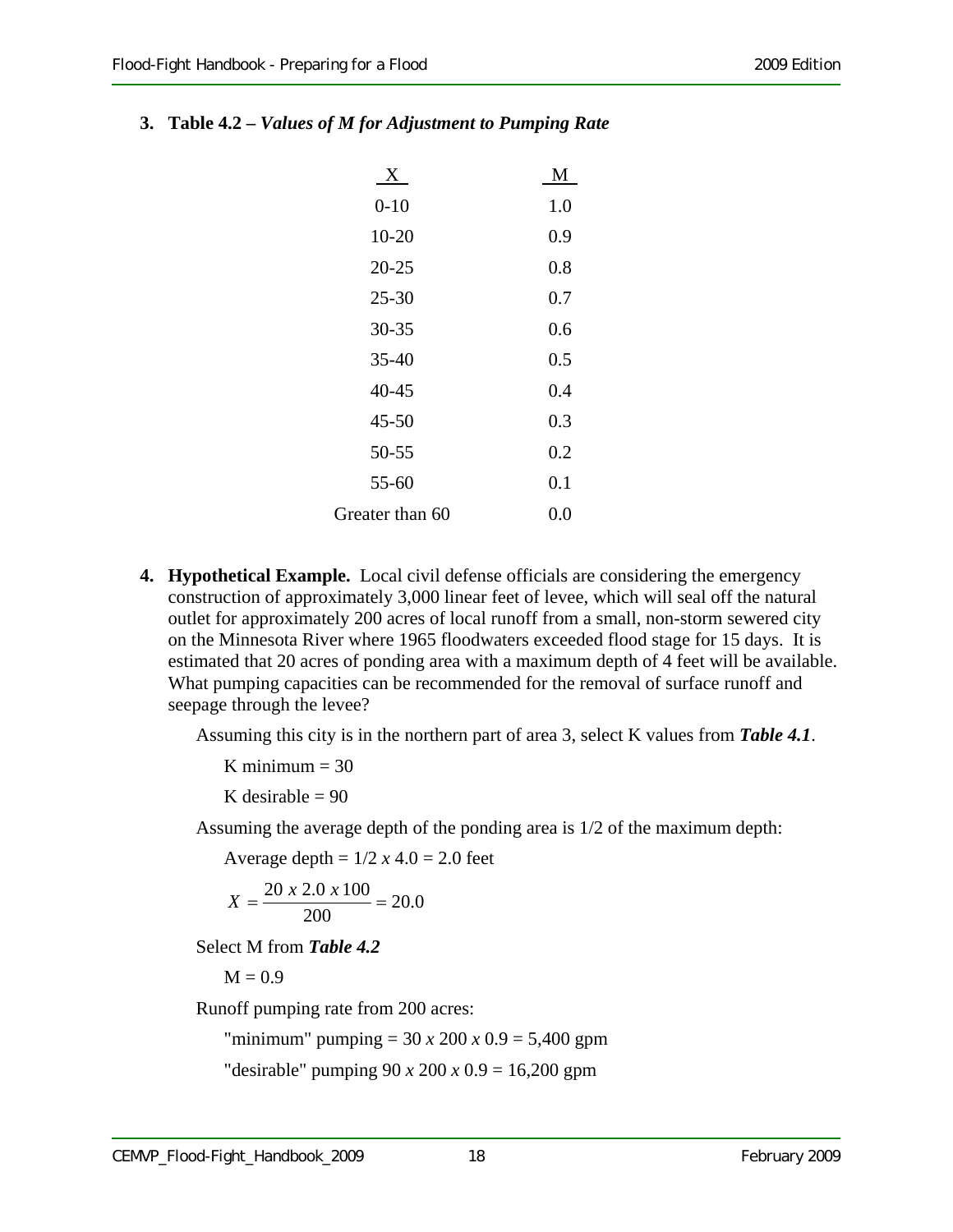3. **Table 4.2 –** ***Values of M for Adjustment to Pumping Rate***

| X | M |
|---|---|
| 0-10 | 1.0 |
| 10-20 | 0.9 |
| 20-25 | 0.8 |
| 25-30 | 0.7 |
| 30-35 | 0.6 |
| 35-40 | 0.5 |
| 40-45 | 0.4 |
| 45-50 | 0.3 |
| 50-55 | 0.2 |
| 55-60 | 0.1 |
| Greater than 60 | 0.0 |

4. **Hypothetical Example.** Local civil defense officials are considering the emergency construction of approximately 3,000 linear feet of levee, which will seal off the natural outlet for approximately 200 acres of local runoff from a small, non-storm sewered city on the Minnesota River where 1965 floodwaters exceeded flood stage for 15 days. It is estimated that 20 acres of ponding area with a maximum depth of 4 feet will be available. What pumping capacities can be recommended for the removal of surface runoff and seepage through the levee?

   Assuming this city is in the northern part of area 3, select K values from ***Table 4.1***.

   K minimum = 30

   K desirable = 90

   Assuming the average depth of the ponding area is 1/2 of the maximum depth:

   Average depth = 1/2 *x* 4.0 = 2.0 feet

   $$X = \frac{20 \; x \; 2.0 \; x \; 100}{200} = 20.0$$

   Select M from ***Table 4.2***

   M = 0.9

   Runoff pumping rate from 200 acres:

   "minimum" pumping = 30 *x* 200 *x* 0.9 = 5,400 gpm

   "desirable" pumping 90 *x* 200 *x* 0.9 = 16,200 gpm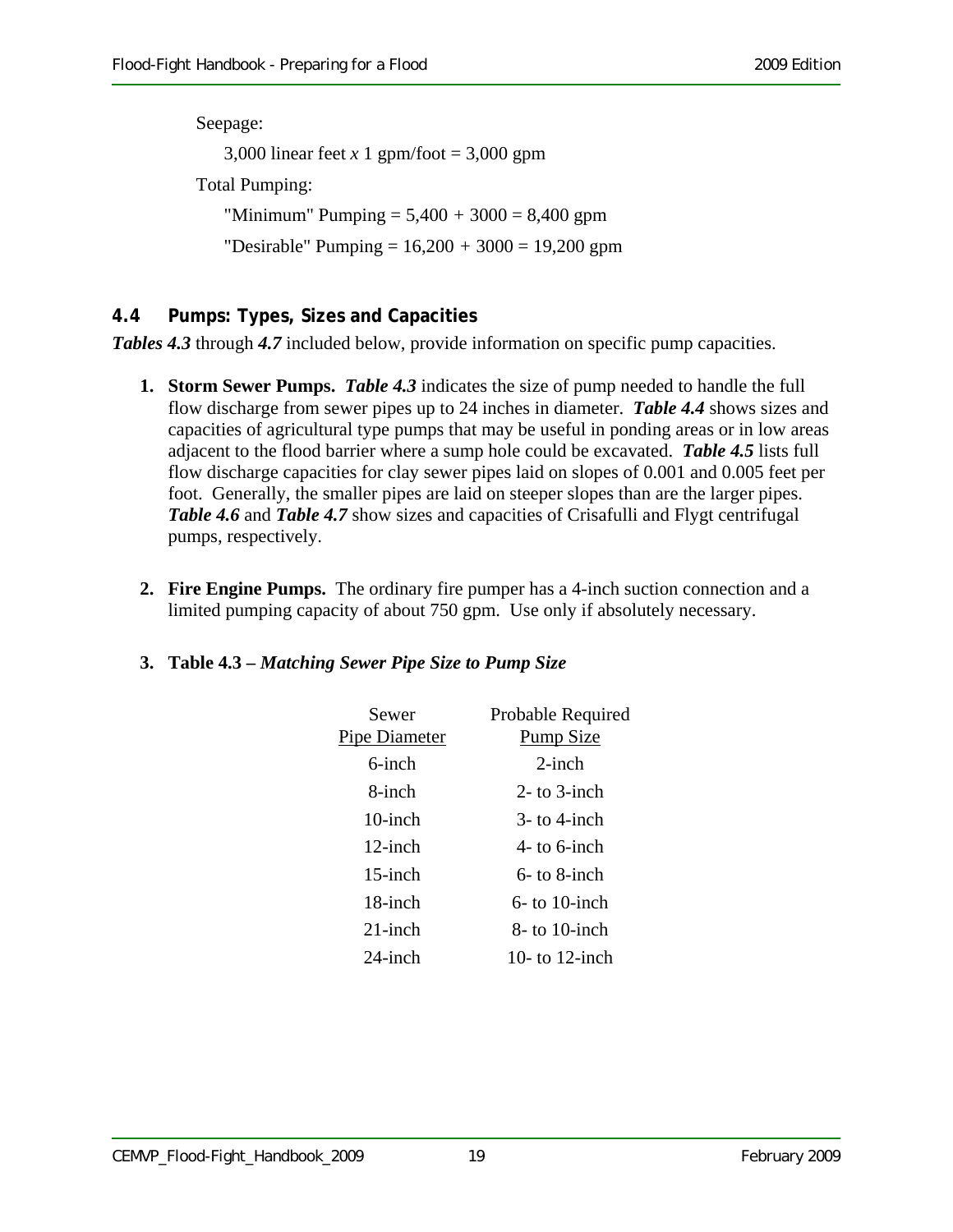Seepage:

3,000 linear feet *x* 1 gpm/foot = 3,000 gpm

Total Pumping:

"Minimum" Pumping = 5,400 + 3000 = 8,400 gpm

"Desirable" Pumping = 16,200 + 3000 = 19,200 gpm

## 4.4 Pumps: Types, Sizes and Capacities

***Tables 4.3*** through ***4.7*** included below, provide information on specific pump capacities.

1. **Storm Sewer Pumps.** ***Table 4.3*** indicates the size of pump needed to handle the full flow discharge from sewer pipes up to 24 inches in diameter. ***Table 4.4*** shows sizes and capacities of agricultural type pumps that may be useful in ponding areas or in low areas adjacent to the flood barrier where a sump hole could be excavated. ***Table 4.5*** lists full flow discharge capacities for clay sewer pipes laid on slopes of 0.001 and 0.005 feet per foot. Generally, the smaller pipes are laid on steeper slopes than are the larger pipes. ***Table 4.6*** and ***Table 4.7*** show sizes and capacities of Crisafulli and Flygt centrifugal pumps, respectively.

2. **Fire Engine Pumps.** The ordinary fire pumper has a 4-inch suction connection and a limited pumping capacity of about 750 gpm. Use only if absolutely necessary.

3. **Table 4.3 –** ***Matching Sewer Pipe Size to Pump Size***

| Sewer Pipe Diameter | Probable Required Pump Size |
|---|---|
| 6-inch | 2-inch |
| 8-inch | 2- to 3-inch |
| 10-inch | 3- to 4-inch |
| 12-inch | 4- to 6-inch |
| 15-inch | 6- to 8-inch |
| 18-inch | 6- to 10-inch |
| 21-inch | 8- to 10-inch |
| 24-inch | 10- to 12-inch |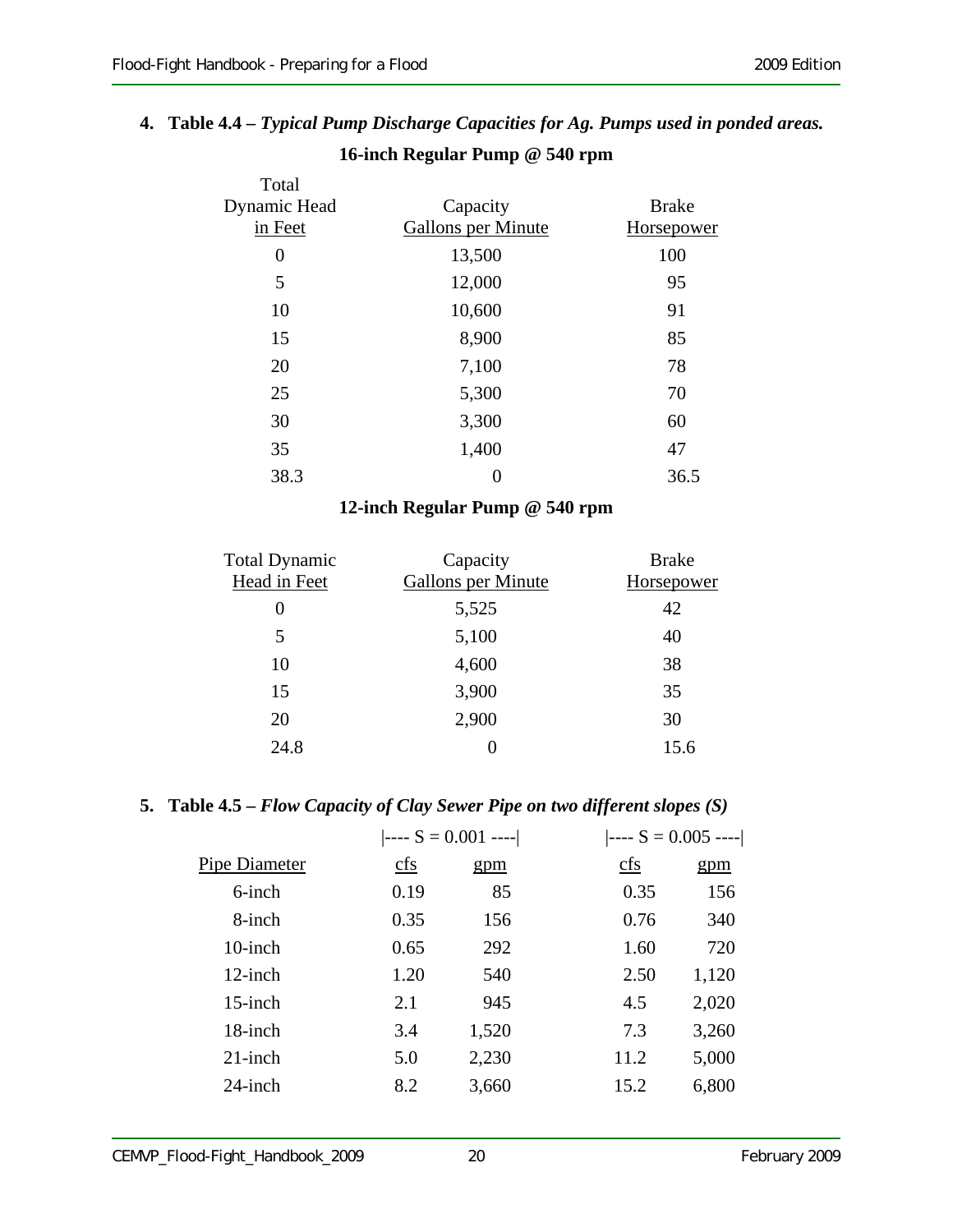4. **Table 4.4 –** ***Typical Pump Discharge Capacities for Ag. Pumps used in ponded areas.***

**16-inch Regular Pump @ 540 rpm**

| Total Dynamic Head in Feet | Capacity Gallons per Minute | Brake Horsepower |
|---|---|---|
| 0 | 13,500 | 100 |
| 5 | 12,000 | 95 |
| 10 | 10,600 | 91 |
| 15 | 8,900 | 85 |
| 20 | 7,100 | 78 |
| 25 | 5,300 | 70 |
| 30 | 3,300 | 60 |
| 35 | 1,400 | 47 |
| 38.3 | 0 | 36.5 |

**12-inch Regular Pump @ 540 rpm**

| Total Dynamic Head in Feet | Capacity Gallons per Minute | Brake Horsepower |
|---|---|---|
| 0 | 5,525 | 42 |
| 5 | 5,100 | 40 |
| 10 | 4,600 | 38 |
| 15 | 3,900 | 35 |
| 20 | 2,900 | 30 |
| 24.8 | 0 | 15.6 |

5. **Table 4.5 –** ***Flow Capacity of Clay Sewer Pipe on two different slopes (S)***

| | S = 0.001 | | S = 0.005 | |
|---|---|---|---|---|
| Pipe Diameter | cfs | gpm | cfs | gpm |
| 6-inch | 0.19 | 85 | 0.35 | 156 |
| 8-inch | 0.35 | 156 | 0.76 | 340 |
| 10-inch | 0.65 | 292 | 1.60 | 720 |
| 12-inch | 1.20 | 540 | 2.50 | 1,120 |
| 15-inch | 2.1 | 945 | 4.5 | 2,020 |
| 18-inch | 3.4 | 1,520 | 7.3 | 3,260 |
| 21-inch | 5.0 | 2,230 | 11.2 | 5,000 |
| 24-inch | 8.2 | 3,660 | 15.2 | 6,800 |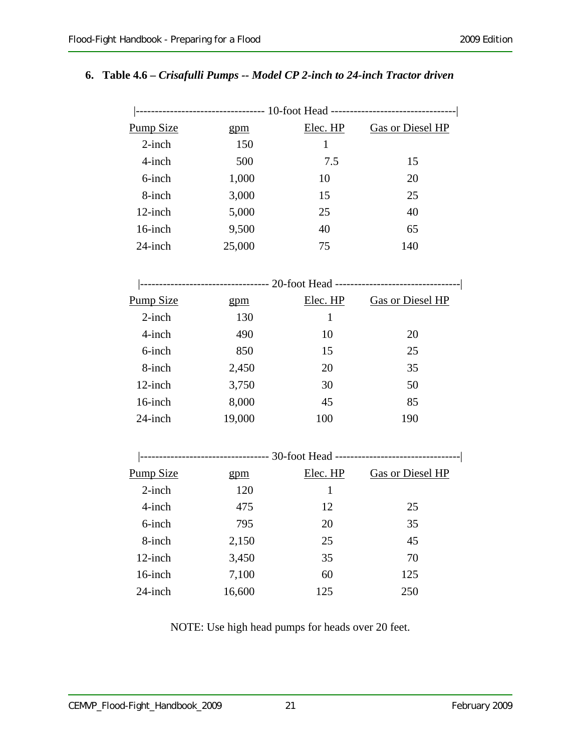### 6. Table 4.6 – *Crisafulli Pumps -- Model CP 2-inch to 24-inch Tractor driven*

| 10-foot Head | | | |
|---|---|---|---|
| Pump Size | gpm | Elec. HP | Gas or Diesel HP |
| 2-inch | 150 | 1 | |
| 4-inch | 500 | 7.5 | 15 |
| 6-inch | 1,000 | 10 | 20 |
| 8-inch | 3,000 | 15 | 25 |
| 12-inch | 5,000 | 25 | 40 |
| 16-inch | 9,500 | 40 | 65 |
| 24-inch | 25,000 | 75 | 140 |

| 20-foot Head | | | |
|---|---|---|---|
| Pump Size | gpm | Elec. HP | Gas or Diesel HP |
| 2-inch | 130 | 1 | |
| 4-inch | 490 | 10 | 20 |
| 6-inch | 850 | 15 | 25 |
| 8-inch | 2,450 | 20 | 35 |
| 12-inch | 3,750 | 30 | 50 |
| 16-inch | 8,000 | 45 | 85 |
| 24-inch | 19,000 | 100 | 190 |

| 30-foot Head | | | |
|---|---|---|---|
| Pump Size | gpm | Elec. HP | Gas or Diesel HP |
| 2-inch | 120 | 1 | |
| 4-inch | 475 | 12 | 25 |
| 6-inch | 795 | 20 | 35 |
| 8-inch | 2,150 | 25 | 45 |
| 12-inch | 3,450 | 35 | 70 |
| 16-inch | 7,100 | 60 | 125 |
| 24-inch | 16,600 | 125 | 250 |

NOTE: Use high head pumps for heads over 20 feet.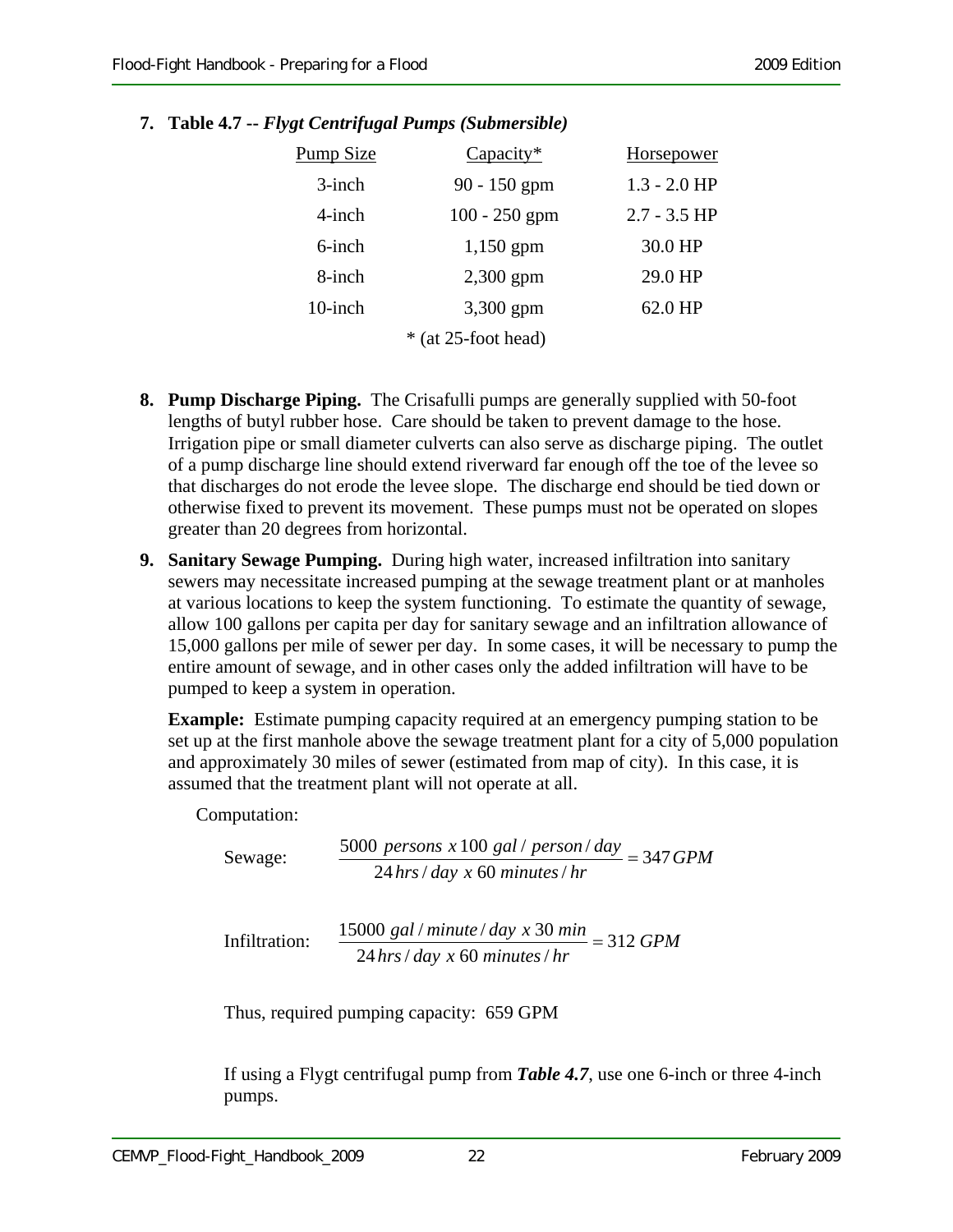**7. Table 4.7 --** ***Flygt Centrifugal Pumps (Submersible)***

| Pump Size | Capacity* | Horsepower |
|---|---|---|
| 3-inch | 90 - 150 gpm | 1.3 - 2.0 HP |
| 4-inch | 100 - 250 gpm | 2.7 - 3.5 HP |
| 6-inch | 1,150 gpm | 30.0 HP |
| 8-inch | 2,300 gpm | 29.0 HP |
| 10-inch | 3,300 gpm | 62.0 HP |

\* (at 25-foot head)

**8. Pump Discharge Piping.** The Crisafulli pumps are generally supplied with 50-foot lengths of butyl rubber hose. Care should be taken to prevent damage to the hose. Irrigation pipe or small diameter culverts can also serve as discharge piping. The outlet of a pump discharge line should extend riverward far enough off the toe of the levee so that discharges do not erode the levee slope. The discharge end should be tied down or otherwise fixed to prevent its movement. These pumps must not be operated on slopes greater than 20 degrees from horizontal.

**9. Sanitary Sewage Pumping.** During high water, increased infiltration into sanitary sewers may necessitate increased pumping at the sewage treatment plant or at manholes at various locations to keep the system functioning. To estimate the quantity of sewage, allow 100 gallons per capita per day for sanitary sewage and an infiltration allowance of 15,000 gallons per mile of sewer per day. In some cases, it will be necessary to pump the entire amount of sewage, and in other cases only the added infiltration will have to be pumped to keep a system in operation.

**Example:** Estimate pumping capacity required at an emergency pumping station to be set up at the first manhole above the sewage treatment plant for a city of 5,000 population and approximately 30 miles of sewer (estimated from map of city). In this case, it is assumed that the treatment plant will not operate at all.

Computation:

Sewage:
$$\frac{5000\ persons\ x\ 100\ gal/person/day}{24\,hrs/day\ x\ 60\ minutes/hr} = 347\,GPM$$

Infiltration:
$$\frac{15000\ gal/minute/day\ x\ 30\ min}{24\,hrs/day\ x\ 60\ minutes/hr} = 312\ GPM$$

Thus, required pumping capacity: 659 GPM

If using a Flygt centrifugal pump from ***Table 4.7***, use one 6-inch or three 4-inch pumps.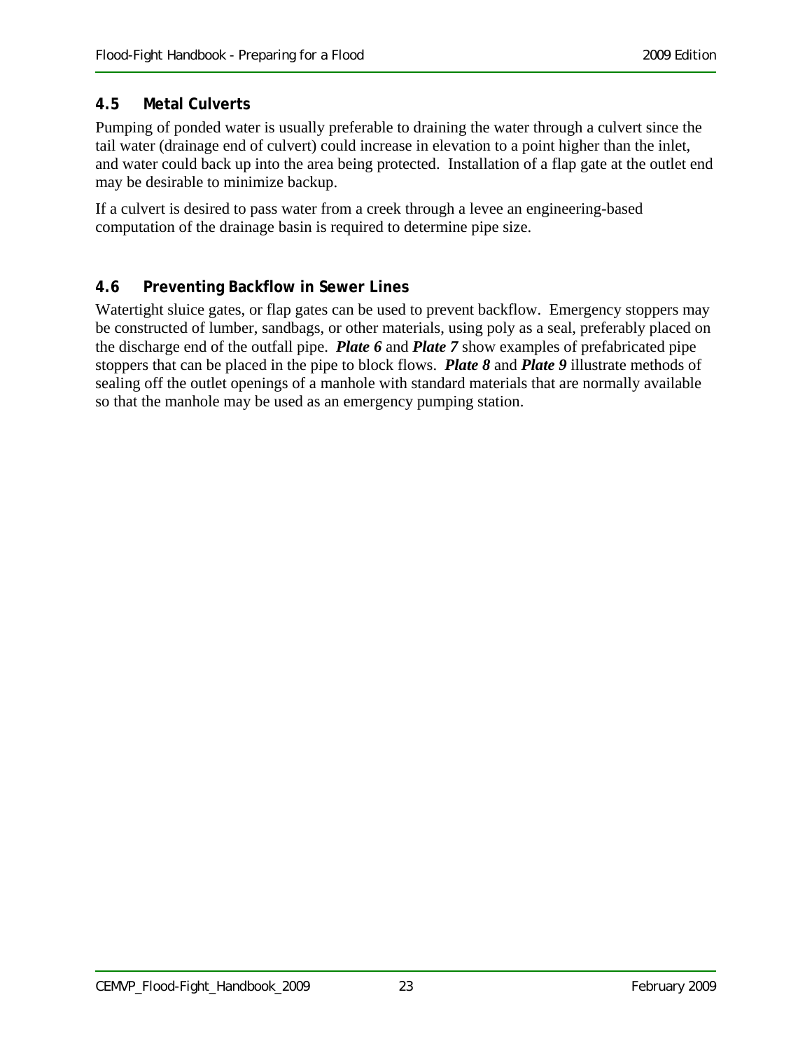## 4.5 Metal Culverts

Pumping of ponded water is usually preferable to draining the water through a culvert since the tail water (drainage end of culvert) could increase in elevation to a point higher than the inlet, and water could back up into the area being protected. Installation of a flap gate at the outlet end may be desirable to minimize backup.

If a culvert is desired to pass water from a creek through a levee an engineering-based computation of the drainage basin is required to determine pipe size.

## 4.6 Preventing Backflow in Sewer Lines

Watertight sluice gates, or flap gates can be used to prevent backflow. Emergency stoppers may be constructed of lumber, sandbags, or other materials, using poly as a seal, preferably placed on the discharge end of the outfall pipe. ***Plate 6*** and ***Plate 7*** show examples of prefabricated pipe stoppers that can be placed in the pipe to block flows. ***Plate 8*** and ***Plate 9*** illustrate methods of sealing off the outlet openings of a manhole with standard materials that are normally available so that the manhole may be used as an emergency pumping station.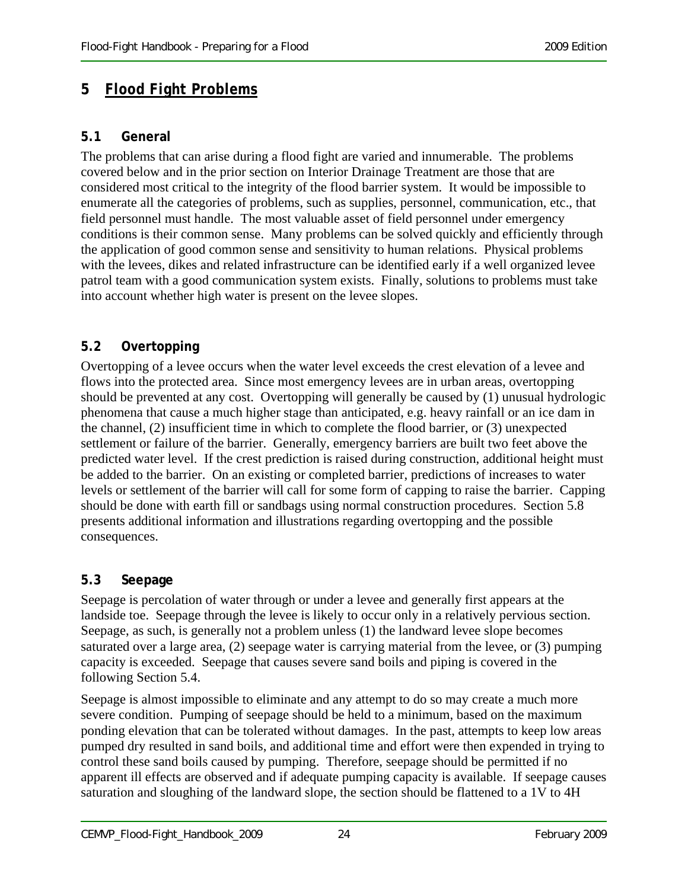# 5 Flood Fight Problems

## 5.1 General

The problems that can arise during a flood fight are varied and innumerable. The problems covered below and in the prior section on Interior Drainage Treatment are those that are considered most critical to the integrity of the flood barrier system. It would be impossible to enumerate all the categories of problems, such as supplies, personnel, communication, etc., that field personnel must handle. The most valuable asset of field personnel under emergency conditions is their common sense. Many problems can be solved quickly and efficiently through the application of good common sense and sensitivity to human relations. Physical problems with the levees, dikes and related infrastructure can be identified early if a well organized levee patrol team with a good communication system exists. Finally, solutions to problems must take into account whether high water is present on the levee slopes.

## 5.2 Overtopping

Overtopping of a levee occurs when the water level exceeds the crest elevation of a levee and flows into the protected area. Since most emergency levees are in urban areas, overtopping should be prevented at any cost. Overtopping will generally be caused by (1) unusual hydrologic phenomena that cause a much higher stage than anticipated, e.g. heavy rainfall or an ice dam in the channel, (2) insufficient time in which to complete the flood barrier, or (3) unexpected settlement or failure of the barrier. Generally, emergency barriers are built two feet above the predicted water level. If the crest prediction is raised during construction, additional height must be added to the barrier. On an existing or completed barrier, predictions of increases to water levels or settlement of the barrier will call for some form of capping to raise the barrier. Capping should be done with earth fill or sandbags using normal construction procedures. Section 5.8 presents additional information and illustrations regarding overtopping and the possible consequences.

## 5.3 Seepage

Seepage is percolation of water through or under a levee and generally first appears at the landside toe. Seepage through the levee is likely to occur only in a relatively pervious section. Seepage, as such, is generally not a problem unless (1) the landward levee slope becomes saturated over a large area, (2) seepage water is carrying material from the levee, or (3) pumping capacity is exceeded. Seepage that causes severe sand boils and piping is covered in the following Section 5.4.

Seepage is almost impossible to eliminate and any attempt to do so may create a much more severe condition. Pumping of seepage should be held to a minimum, based on the maximum ponding elevation that can be tolerated without damages. In the past, attempts to keep low areas pumped dry resulted in sand boils, and additional time and effort were then expended in trying to control these sand boils caused by pumping. Therefore, seepage should be permitted if no apparent ill effects are observed and if adequate pumping capacity is available. If seepage causes saturation and sloughing of the landward slope, the section should be flattened to a 1V to 4H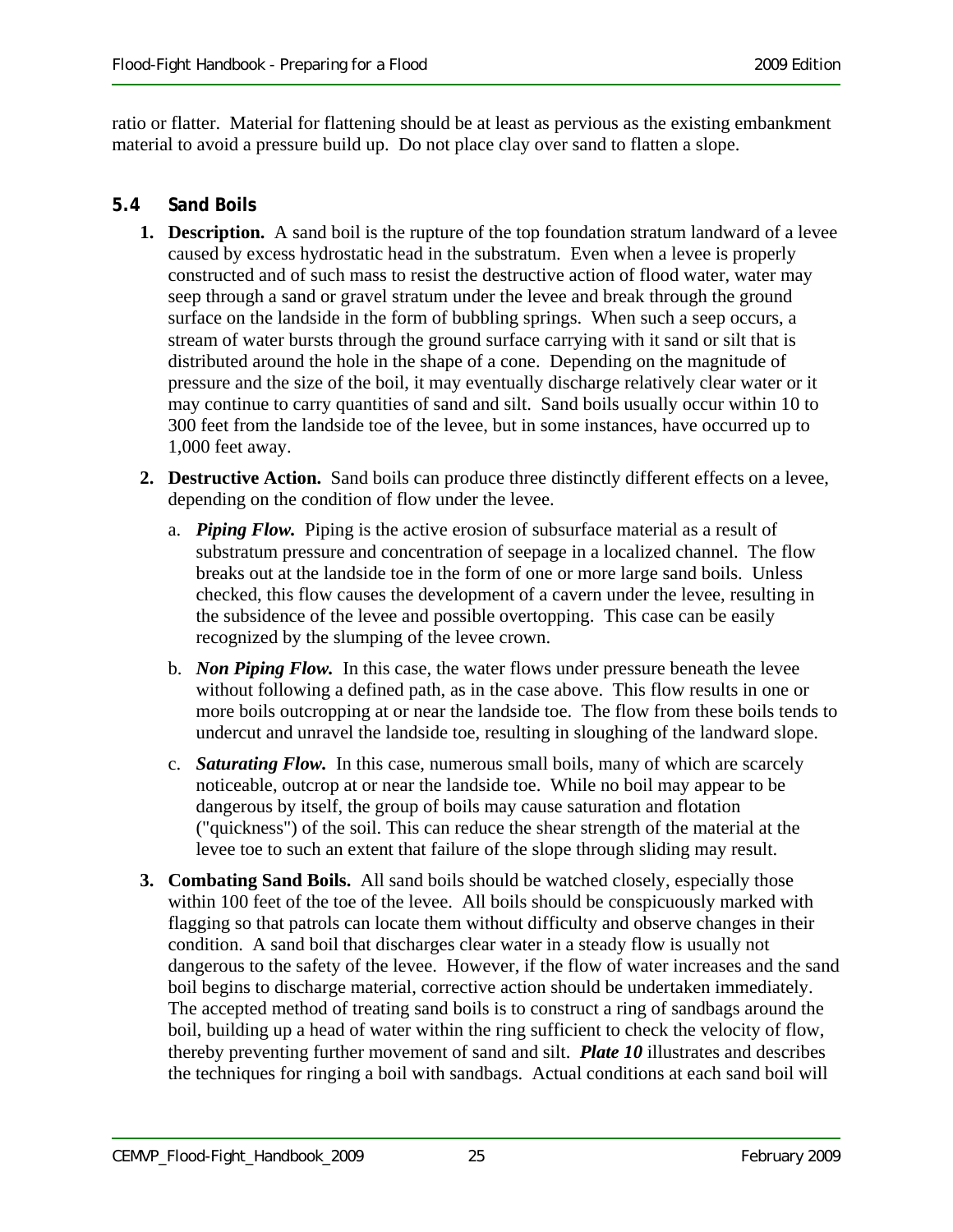ratio or flatter. Material for flattening should be at least as pervious as the existing embankment material to avoid a pressure build up. Do not place clay over sand to flatten a slope.

## 5.4 Sand Boils

1. **Description.** A sand boil is the rupture of the top foundation stratum landward of a levee caused by excess hydrostatic head in the substratum. Even when a levee is properly constructed and of such mass to resist the destructive action of flood water, water may seep through a sand or gravel stratum under the levee and break through the ground surface on the landside in the form of bubbling springs. When such a seep occurs, a stream of water bursts through the ground surface carrying with it sand or silt that is distributed around the hole in the shape of a cone. Depending on the magnitude of pressure and the size of the boil, it may eventually discharge relatively clear water or it may continue to carry quantities of sand and silt. Sand boils usually occur within 10 to 300 feet from the landside toe of the levee, but in some instances, have occurred up to 1,000 feet away.

2. **Destructive Action.** Sand boils can produce three distinctly different effects on a levee, depending on the condition of flow under the levee.

   a. ***Piping Flow.*** Piping is the active erosion of subsurface material as a result of substratum pressure and concentration of seepage in a localized channel. The flow breaks out at the landside toe in the form of one or more large sand boils. Unless checked, this flow causes the development of a cavern under the levee, resulting in the subsidence of the levee and possible overtopping. This case can be easily recognized by the slumping of the levee crown.

   b. ***Non Piping Flow.*** In this case, the water flows under pressure beneath the levee without following a defined path, as in the case above. This flow results in one or more boils outcropping at or near the landside toe. The flow from these boils tends to undercut and unravel the landside toe, resulting in sloughing of the landward slope.

   c. ***Saturating Flow.*** In this case, numerous small boils, many of which are scarcely noticeable, outcrop at or near the landside toe. While no boil may appear to be dangerous by itself, the group of boils may cause saturation and flotation ("quickness") of the soil. This can reduce the shear strength of the material at the levee toe to such an extent that failure of the slope through sliding may result.

3. **Combating Sand Boils.** All sand boils should be watched closely, especially those within 100 feet of the toe of the levee. All boils should be conspicuously marked with flagging so that patrols can locate them without difficulty and observe changes in their condition. A sand boil that discharges clear water in a steady flow is usually not dangerous to the safety of the levee. However, if the flow of water increases and the sand boil begins to discharge material, corrective action should be undertaken immediately. The accepted method of treating sand boils is to construct a ring of sandbags around the boil, building up a head of water within the ring sufficient to check the velocity of flow, thereby preventing further movement of sand and silt. ***Plate 10*** illustrates and describes the techniques for ringing a boil with sandbags. Actual conditions at each sand boil will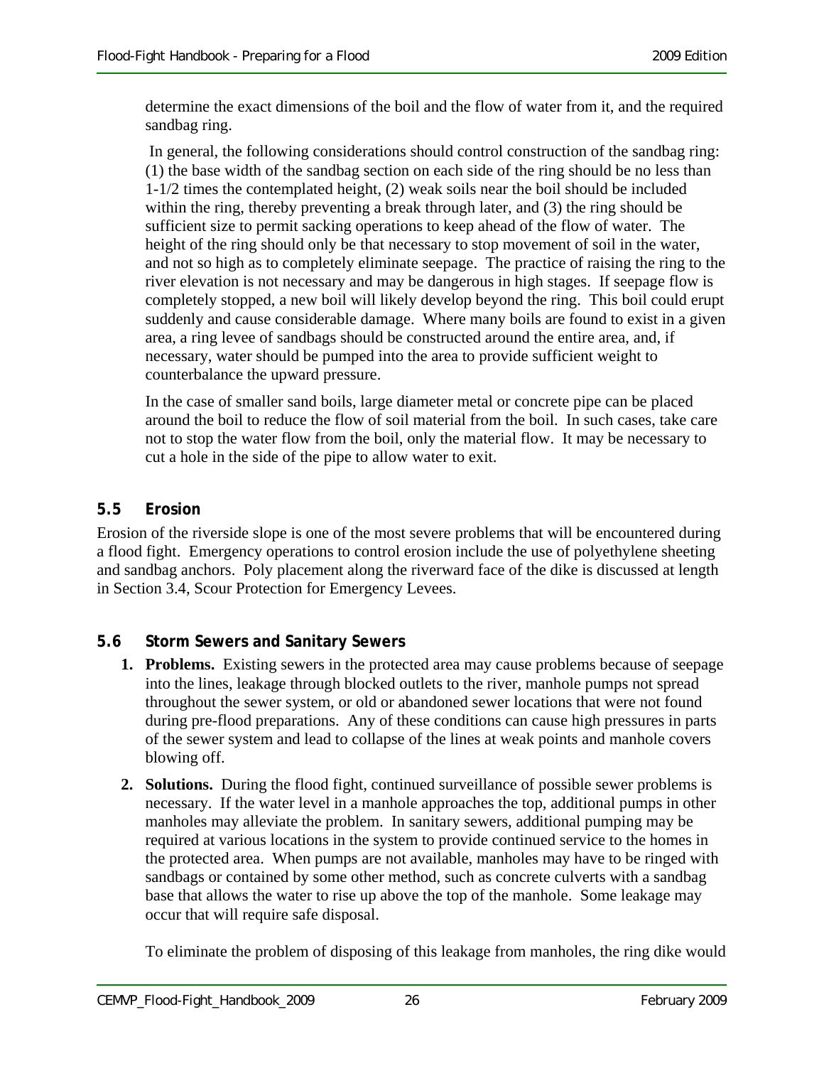determine the exact dimensions of the boil and the flow of water from it, and the required sandbag ring.

In general, the following considerations should control construction of the sandbag ring: (1) the base width of the sandbag section on each side of the ring should be no less than 1-1/2 times the contemplated height, (2) weak soils near the boil should be included within the ring, thereby preventing a break through later, and (3) the ring should be sufficient size to permit sacking operations to keep ahead of the flow of water. The height of the ring should only be that necessary to stop movement of soil in the water, and not so high as to completely eliminate seepage. The practice of raising the ring to the river elevation is not necessary and may be dangerous in high stages. If seepage flow is completely stopped, a new boil will likely develop beyond the ring. This boil could erupt suddenly and cause considerable damage. Where many boils are found to exist in a given area, a ring levee of sandbags should be constructed around the entire area, and, if necessary, water should be pumped into the area to provide sufficient weight to counterbalance the upward pressure.

In the case of smaller sand boils, large diameter metal or concrete pipe can be placed around the boil to reduce the flow of soil material from the boil. In such cases, take care not to stop the water flow from the boil, only the material flow. It may be necessary to cut a hole in the side of the pipe to allow water to exit.

## 5.5 Erosion

Erosion of the riverside slope is one of the most severe problems that will be encountered during a flood fight. Emergency operations to control erosion include the use of polyethylene sheeting and sandbag anchors. Poly placement along the riverward face of the dike is discussed at length in Section 3.4, Scour Protection for Emergency Levees.

## 5.6 Storm Sewers and Sanitary Sewers

1. **Problems.** Existing sewers in the protected area may cause problems because of seepage into the lines, leakage through blocked outlets to the river, manhole pumps not spread throughout the sewer system, or old or abandoned sewer locations that were not found during pre-flood preparations. Any of these conditions can cause high pressures in parts of the sewer system and lead to collapse of the lines at weak points and manhole covers blowing off.
2. **Solutions.** During the flood fight, continued surveillance of possible sewer problems is necessary. If the water level in a manhole approaches the top, additional pumps in other manholes may alleviate the problem. In sanitary sewers, additional pumping may be required at various locations in the system to provide continued service to the homes in the protected area. When pumps are not available, manholes may have to be ringed with sandbags or contained by some other method, such as concrete culverts with a sandbag base that allows the water to rise up above the top of the manhole. Some leakage may occur that will require safe disposal.

   To eliminate the problem of disposing of this leakage from manholes, the ring dike would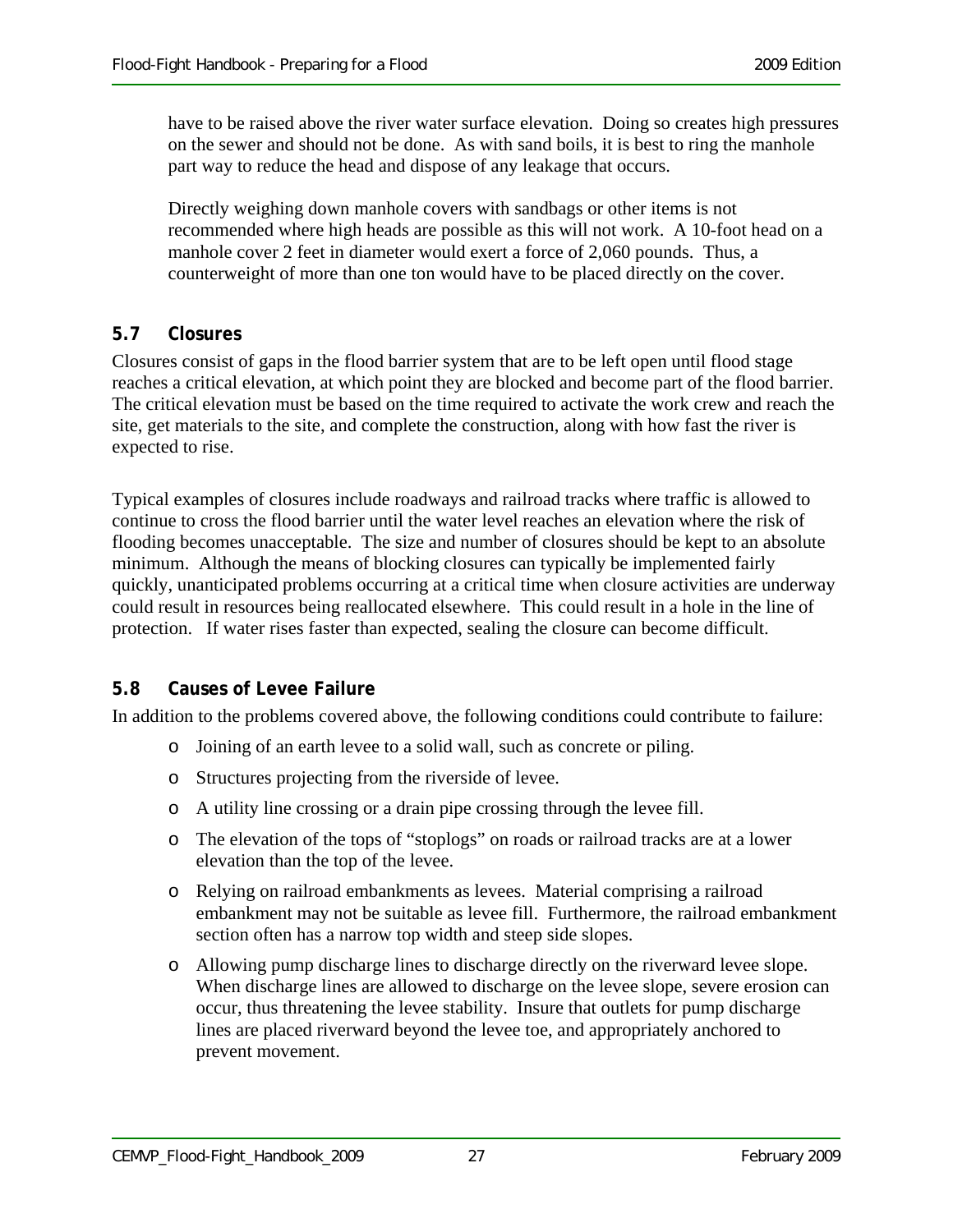have to be raised above the river water surface elevation. Doing so creates high pressures on the sewer and should not be done. As with sand boils, it is best to ring the manhole part way to reduce the head and dispose of any leakage that occurs.

Directly weighing down manhole covers with sandbags or other items is not recommended where high heads are possible as this will not work. A 10-foot head on a manhole cover 2 feet in diameter would exert a force of 2,060 pounds. Thus, a counterweight of more than one ton would have to be placed directly on the cover.

## 5.7 Closures

Closures consist of gaps in the flood barrier system that are to be left open until flood stage reaches a critical elevation, at which point they are blocked and become part of the flood barrier. The critical elevation must be based on the time required to activate the work crew and reach the site, get materials to the site, and complete the construction, along with how fast the river is expected to rise.

Typical examples of closures include roadways and railroad tracks where traffic is allowed to continue to cross the flood barrier until the water level reaches an elevation where the risk of flooding becomes unacceptable. The size and number of closures should be kept to an absolute minimum. Although the means of blocking closures can typically be implemented fairly quickly, unanticipated problems occurring at a critical time when closure activities are underway could result in resources being reallocated elsewhere. This could result in a hole in the line of protection. If water rises faster than expected, sealing the closure can become difficult.

## 5.8 Causes of Levee Failure

In addition to the problems covered above, the following conditions could contribute to failure:

- Joining of an earth levee to a solid wall, such as concrete or piling.
- Structures projecting from the riverside of levee.
- A utility line crossing or a drain pipe crossing through the levee fill.
- The elevation of the tops of "stoplogs" on roads or railroad tracks are at a lower elevation than the top of the levee.
- Relying on railroad embankments as levees. Material comprising a railroad embankment may not be suitable as levee fill. Furthermore, the railroad embankment section often has a narrow top width and steep side slopes.
- Allowing pump discharge lines to discharge directly on the riverward levee slope. When discharge lines are allowed to discharge on the levee slope, severe erosion can occur, thus threatening the levee stability. Insure that outlets for pump discharge lines are placed riverward beyond the levee toe, and appropriately anchored to prevent movement.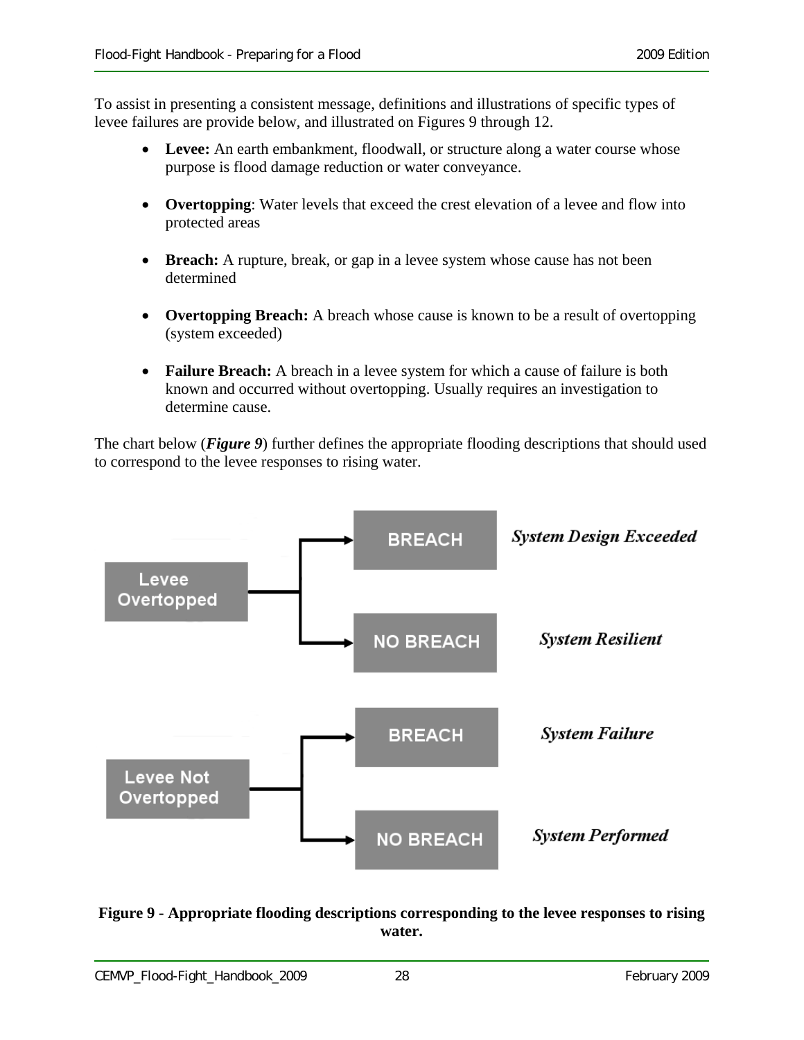To assist in presenting a consistent message, definitions and illustrations of specific types of levee failures are provide below, and illustrated on Figures 9 through 12.

- **Levee:** An earth embankment, floodwall, or structure along a water course whose purpose is flood damage reduction or water conveyance.
- **Overtopping**: Water levels that exceed the crest elevation of a levee and flow into protected areas
- **Breach:** A rupture, break, or gap in a levee system whose cause has not been determined
- **Overtopping Breach:** A breach whose cause is known to be a result of overtopping (system exceeded)
- **Failure Breach:** A breach in a levee system for which a cause of failure is both known and occurred without overtopping. Usually requires an investigation to determine cause.

The chart below (***Figure 9***) further defines the appropriate flooding descriptions that should used to correspond to the levee responses to rising water.

| Levee Condition | Response | Description |
|---|---|---|
| Levee Overtopped | BREACH | *System Design Exceeded* |
| Levee Overtopped | NO BREACH | *System Resilient* |
| Levee Not Overtopped | BREACH | *System Failure* |
| Levee Not Overtopped | NO BREACH | *System Performed* |

**Figure 9 - Appropriate flooding descriptions corresponding to the levee responses to rising water.**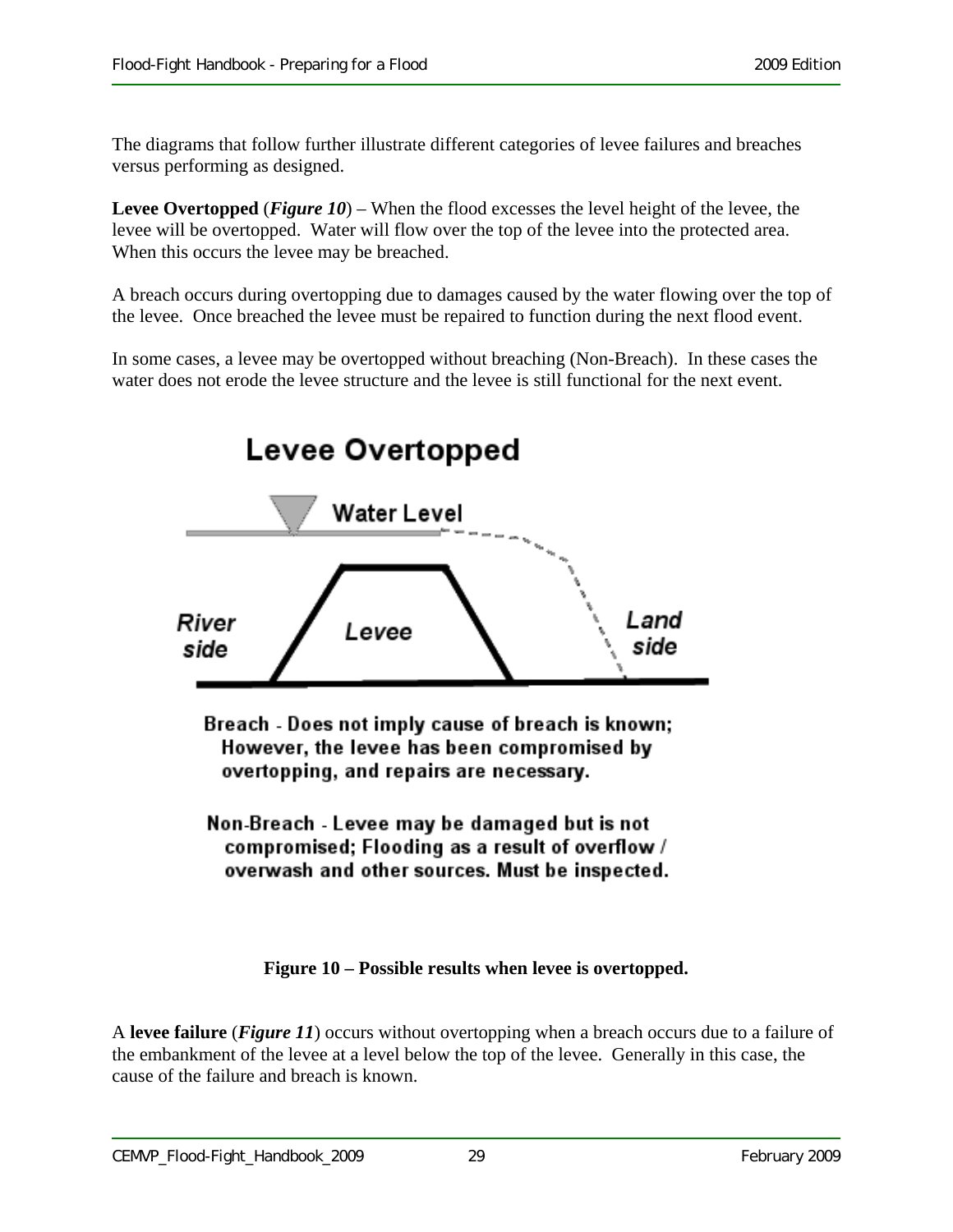The diagrams that follow further illustrate different categories of levee failures and breaches versus performing as designed.

**Levee Overtopped** (***Figure 10***) – When the flood excesses the level height of the levee, the levee will be overtopped. Water will flow over the top of the levee into the protected area. When this occurs the levee may be breached.

A breach occurs during overtopping due to damages caused by the water flowing over the top of the levee. Once breached the levee must be repaired to function during the next flood event.

In some cases, a levee may be overtopped without breaching (Non-Breach). In these cases the water does not erode the levee structure and the levee is still functional for the next event.

**Levee Overtopped**

Water Level

River side

Levee

Land side

**Breach** - Does not imply cause of breach is known; However, the levee has been compromised by overtopping, and repairs are necessary.

**Non-Breach** - Levee may be damaged but is not compromised; Flooding as a result of overflow / overwash and other sources. Must be inspected.

**Figure 10 – Possible results when levee is overtopped.**

A **levee failure** (***Figure 11***) occurs without overtopping when a breach occurs due to a failure of the embankment of the levee at a level below the top of the levee. Generally in this case, the cause of the failure and breach is known.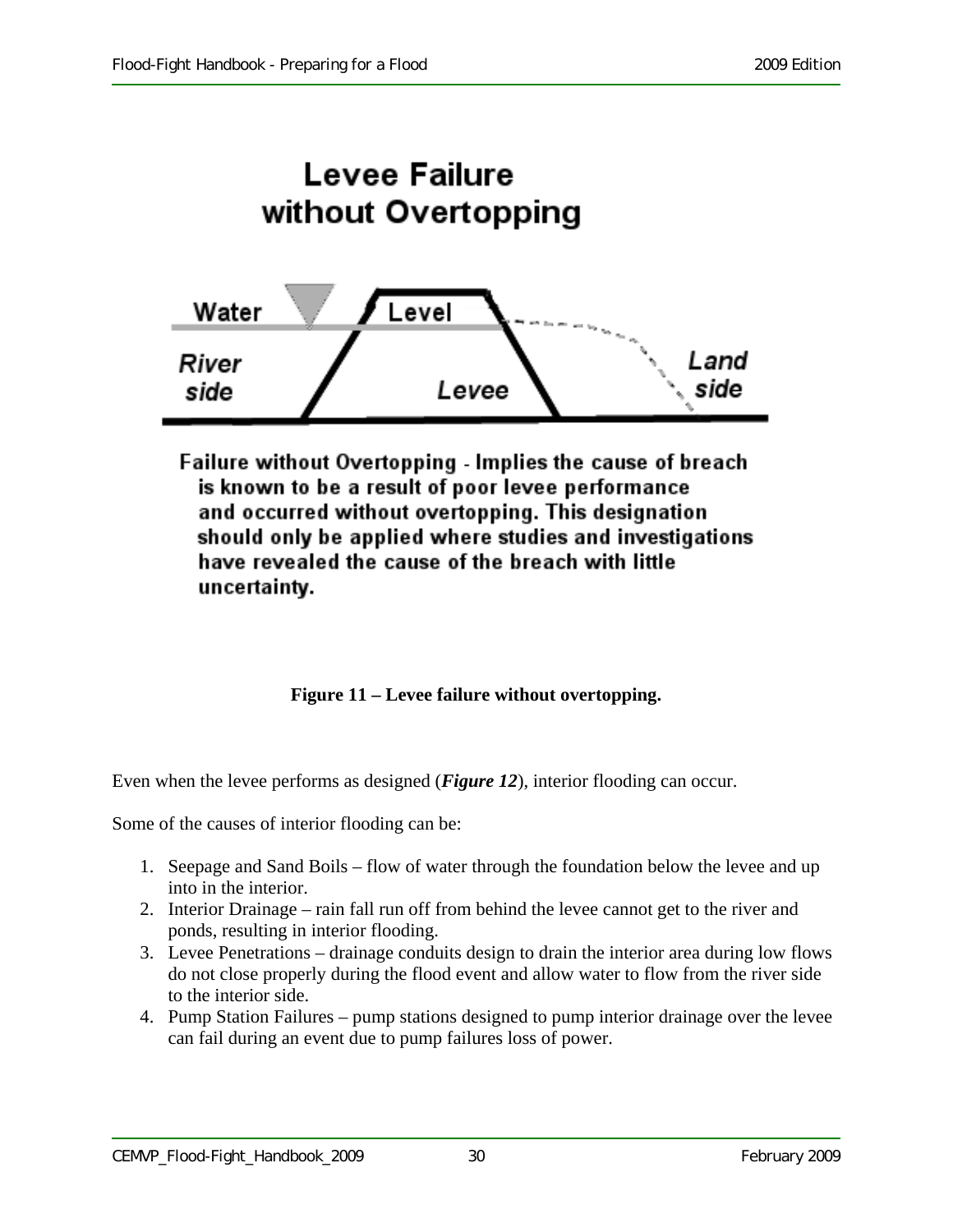# Levee Failure without Overtopping

Water Level

River side

Levee

Land side

Failure without Overtopping - Implies the cause of breach is known to be a result of poor levee performance and occurred without overtopping. This designation should only be applied where studies and investigations have revealed the cause of the breach with little uncertainty.

**Figure 11 – Levee failure without overtopping.**

Even when the levee performs as designed (***Figure 12***), interior flooding can occur.

Some of the causes of interior flooding can be:

1. Seepage and Sand Boils – flow of water through the foundation below the levee and up into in the interior.
2. Interior Drainage – rain fall run off from behind the levee cannot get to the river and ponds, resulting in interior flooding.
3. Levee Penetrations – drainage conduits design to drain the interior area during low flows do not close properly during the flood event and allow water to flow from the river side to the interior side.
4. Pump Station Failures – pump stations designed to pump interior drainage over the levee can fail during an event due to pump failures loss of power.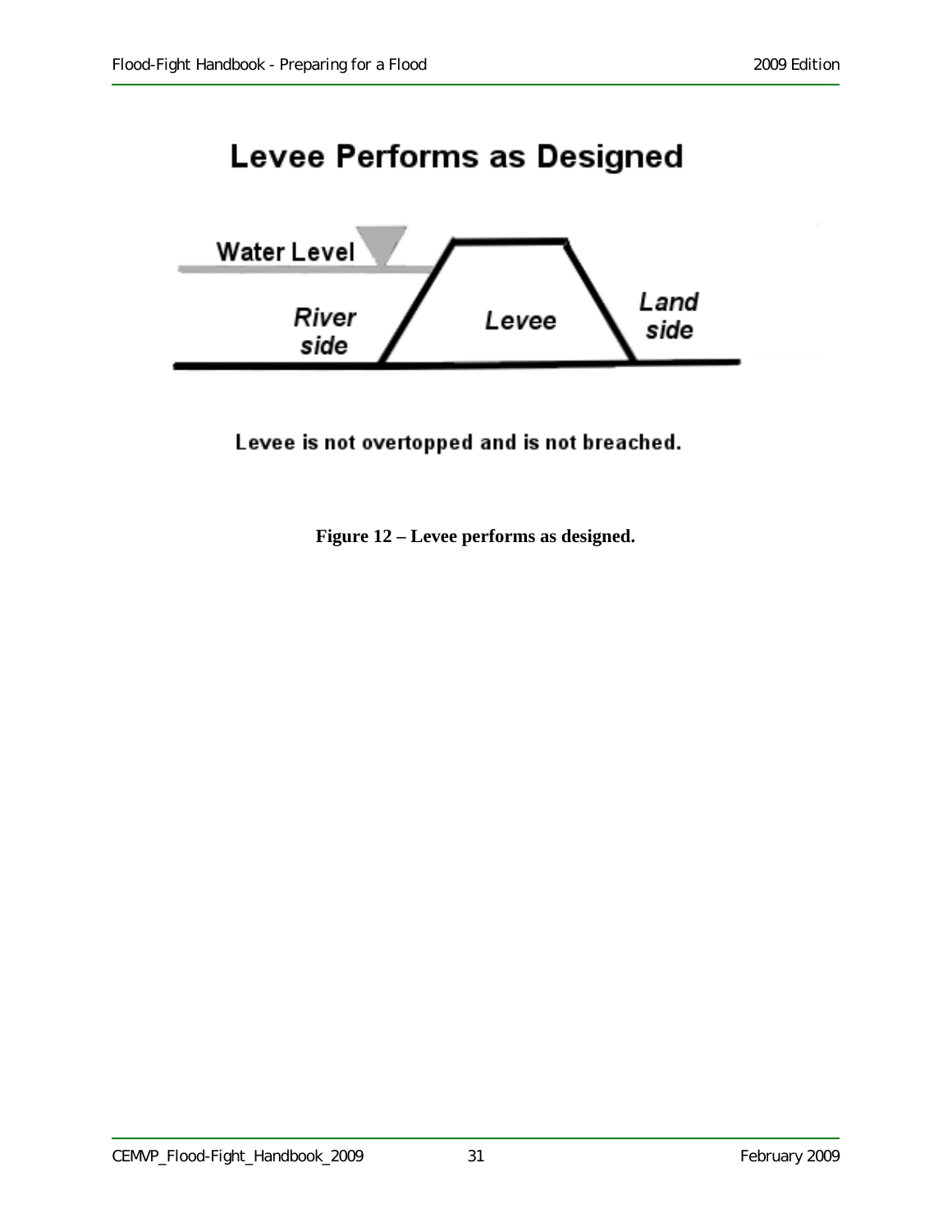**Levee Performs as Designed**

Water Level

River side

Levee

Land side

Levee is not overtopped and is not breached.

**Figure 12 – Levee performs as designed.**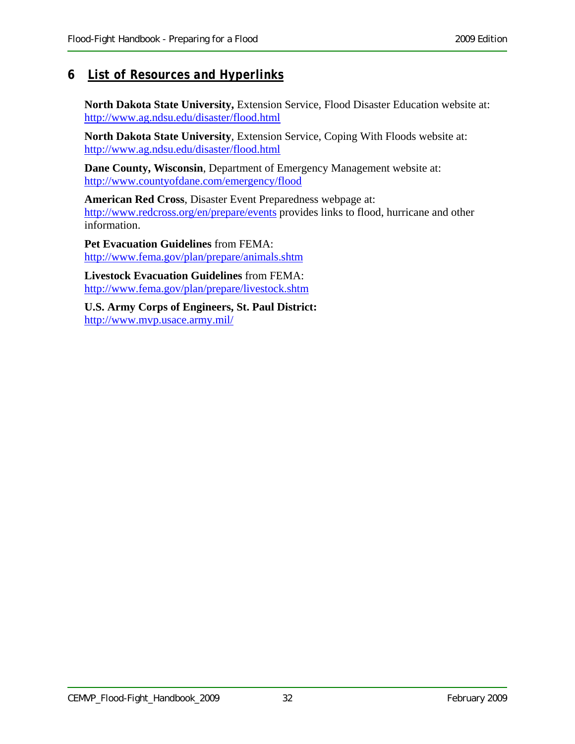# 6 List of Resources and Hyperlinks

**North Dakota State University,** Extension Service, Flood Disaster Education website at: http://www.ag.ndsu.edu/disaster/flood.html

**North Dakota State University**, Extension Service, Coping With Floods website at: http://www.ag.ndsu.edu/disaster/flood.html

**Dane County, Wisconsin**, Department of Emergency Management website at: http://www.countyofdane.com/emergency/flood

**American Red Cross**, Disaster Event Preparedness webpage at: http://www.redcross.org/en/prepare/events provides links to flood, hurricane and other information.

**Pet Evacuation Guidelines** from FEMA: http://www.fema.gov/plan/prepare/animals.shtm

**Livestock Evacuation Guidelines** from FEMA: http://www.fema.gov/plan/prepare/livestock.shtm

**U.S. Army Corps of Engineers, St. Paul District:** http://www.mvp.usace.army.mil/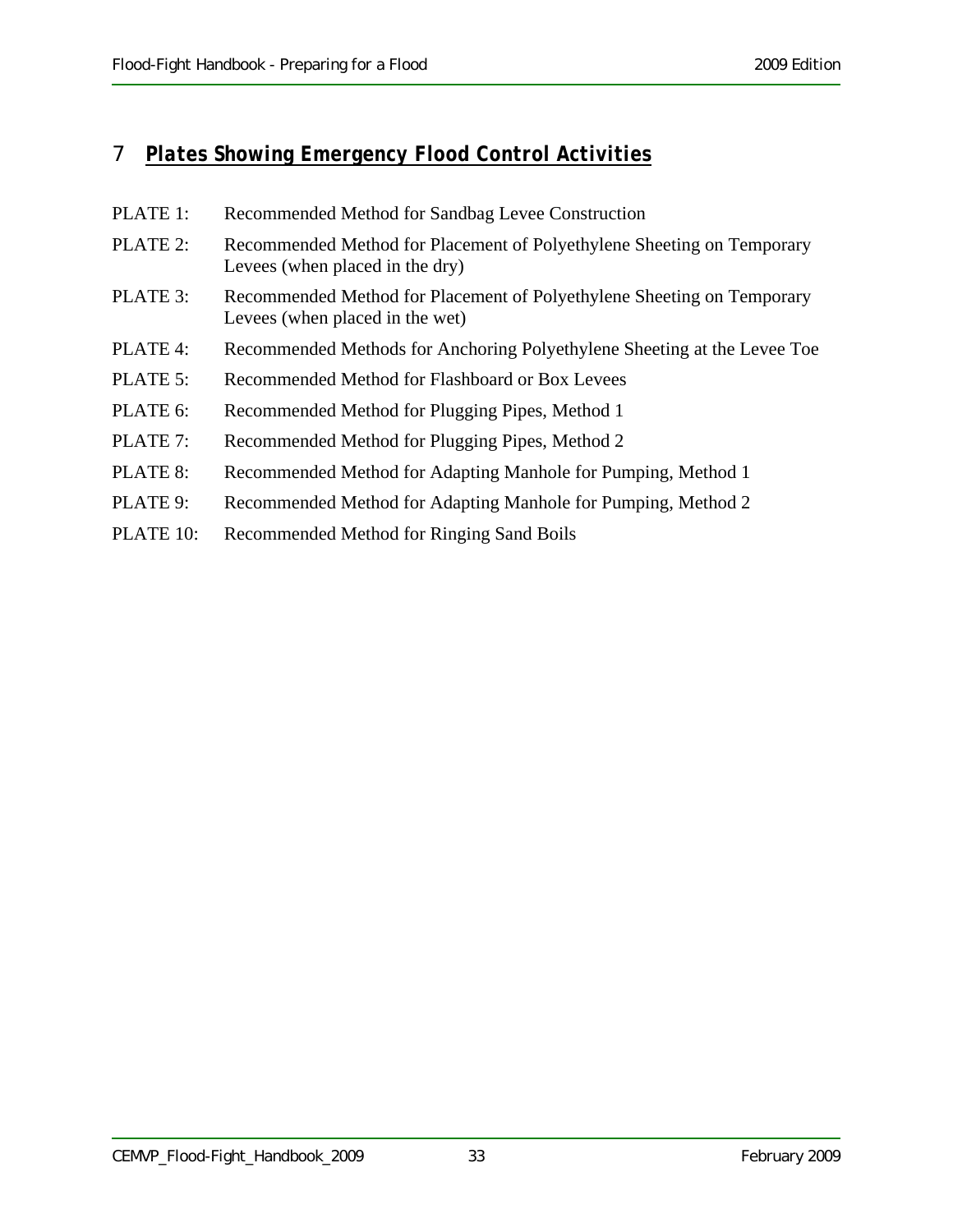# 7 Plates Showing Emergency Flood Control Activities

PLATE 1: Recommended Method for Sandbag Levee Construction

PLATE 2: Recommended Method for Placement of Polyethylene Sheeting on Temporary Levees (when placed in the dry)

PLATE 3: Recommended Method for Placement of Polyethylene Sheeting on Temporary Levees (when placed in the wet)

PLATE 4: Recommended Methods for Anchoring Polyethylene Sheeting at the Levee Toe

PLATE 5: Recommended Method for Flashboard or Box Levees

PLATE 6: Recommended Method for Plugging Pipes, Method 1

PLATE 7: Recommended Method for Plugging Pipes, Method 2

PLATE 8: Recommended Method for Adapting Manhole for Pumping, Method 1

PLATE 9: Recommended Method for Adapting Manhole for Pumping, Method 2

PLATE 10: Recommended Method for Ringing Sand Boils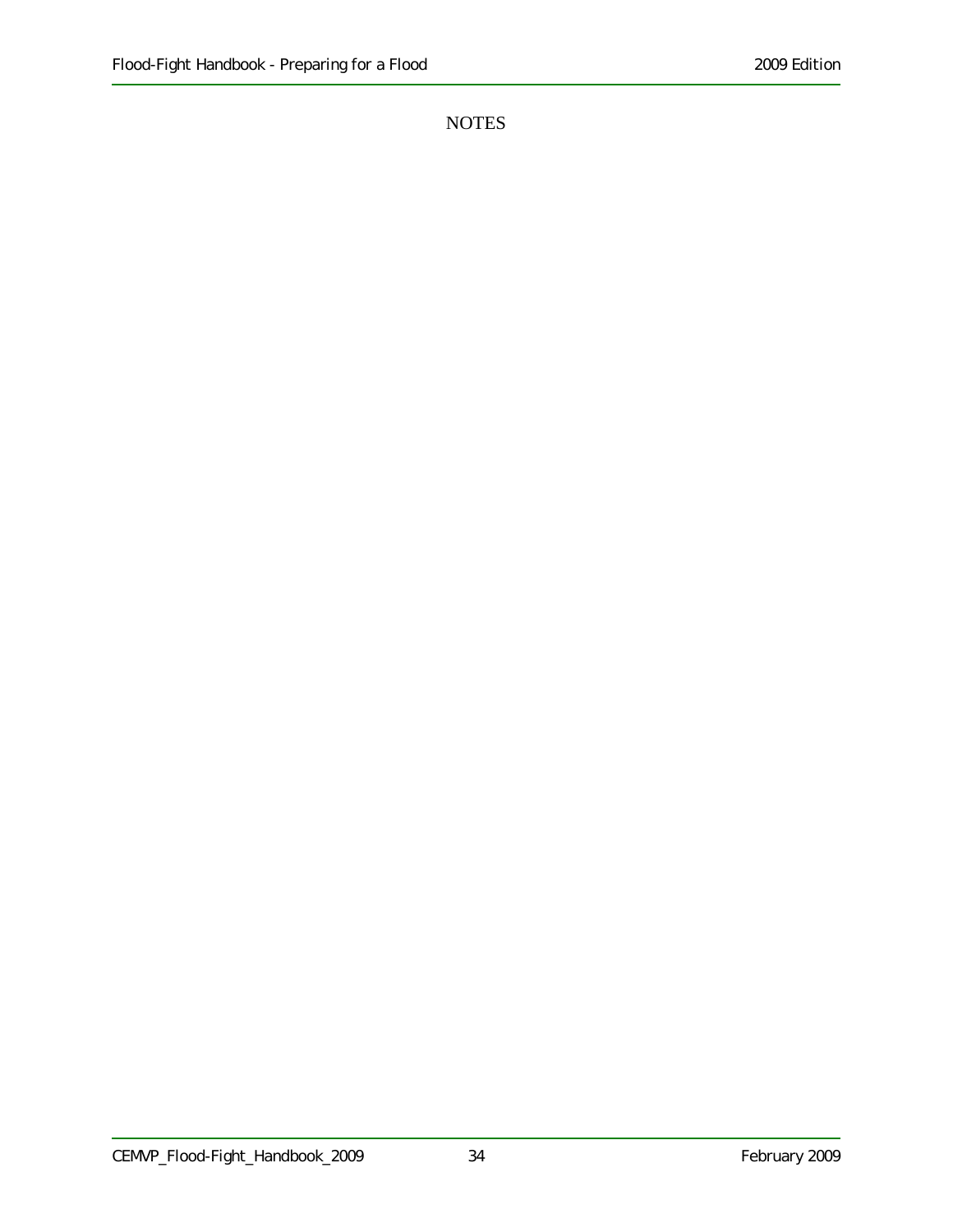NOTES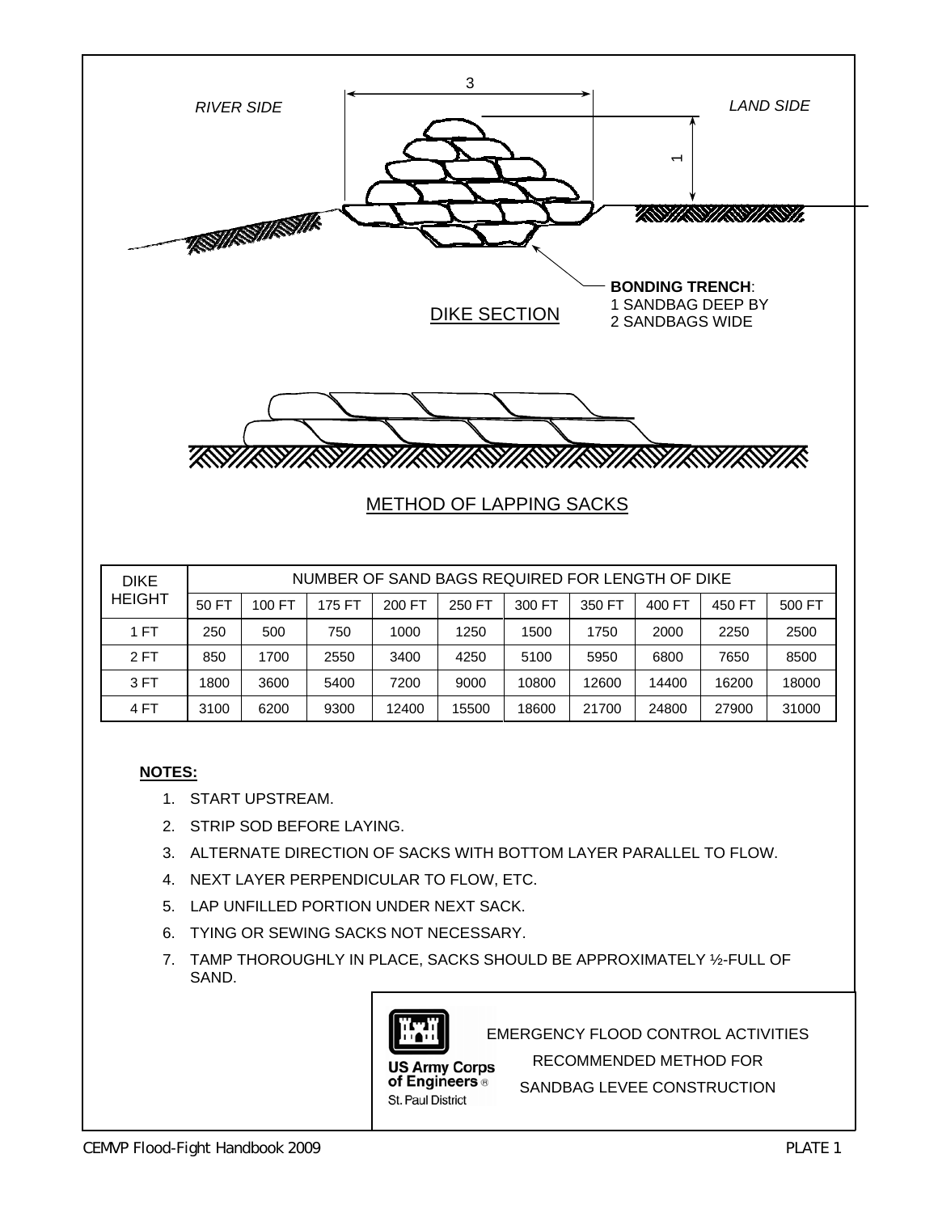RIVER SIDE

LAND SIDE

3

1

**BONDING TRENCH**:
1 SANDBAG DEEP BY
2 SANDBAGS WIDE

DIKE SECTION

METHOD OF LAPPING SACKS

| DIKE HEIGHT | NUMBER OF SAND BAGS REQUIRED FOR LENGTH OF DIKE | | | | | | | | | |
|---|---|---|---|---|---|---|---|---|---|---|
| | 50 FT | 100 FT | 175 FT | 200 FT | 250 FT | 300 FT | 350 FT | 400 FT | 450 FT | 500 FT |
| 1 FT | 250 | 500 | 750 | 1000 | 1250 | 1500 | 1750 | 2000 | 2250 | 2500 |
| 2 FT | 850 | 1700 | 2550 | 3400 | 4250 | 5100 | 5950 | 6800 | 7650 | 8500 |
| 3 FT | 1800 | 3600 | 5400 | 7200 | 9000 | 10800 | 12600 | 14400 | 16200 | 18000 |
| 4 FT | 3100 | 6200 | 9300 | 12400 | 15500 | 18600 | 21700 | 24800 | 27900 | 31000 |

**NOTES:**

1. START UPSTREAM.
2. STRIP SOD BEFORE LAYING.
3. ALTERNATE DIRECTION OF SACKS WITH BOTTOM LAYER PARALLEL TO FLOW.
4. NEXT LAYER PERPENDICULAR TO FLOW, ETC.
5. LAP UNFILLED PORTION UNDER NEXT SACK.
6. TYING OR SEWING SACKS NOT NECESSARY.
7. TAMP THOROUGHLY IN PLACE, SACKS SHOULD BE APPROXIMATELY ½-FULL OF SAND.

US Army Corps of Engineers®
St. Paul District

EMERGENCY FLOOD CONTROL ACTIVITIES
RECOMMENDED METHOD FOR
SANDBAG LEVEE CONSTRUCTION

PLATE 1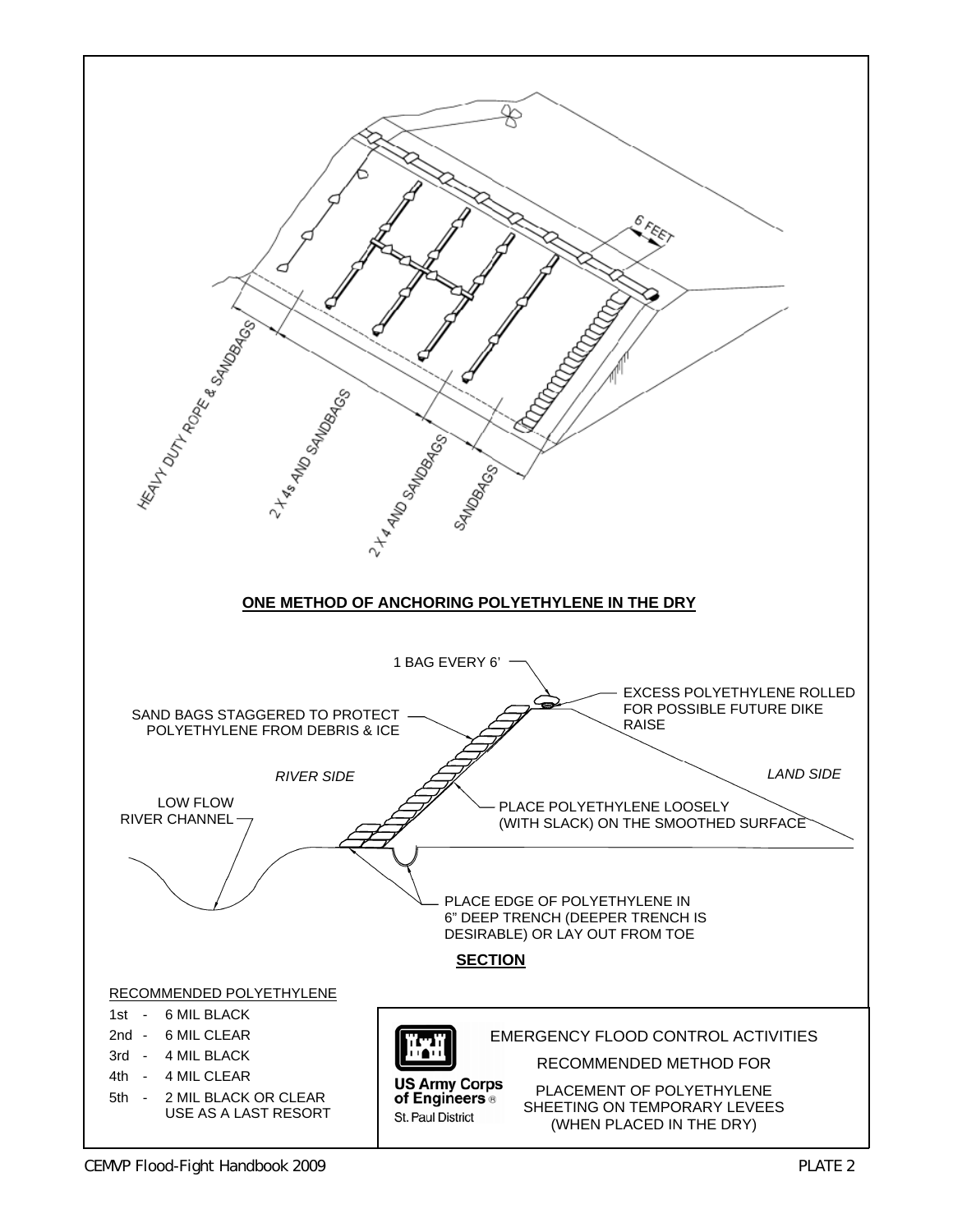HEAVY DUTY ROPE & SANDBAGS

2 X 4s AND SANDBAGS

2 X 4 AND SANDBAGS

SANDBAGS

6 FEET

**ONE METHOD OF ANCHORING POLYETHYLENE IN THE DRY**

1 BAG EVERY 6'

EXCESS POLYETHYLENE ROLLED FOR POSSIBLE FUTURE DIKE RAISE

SAND BAGS STAGGERED TO PROTECT POLYETHYLENE FROM DEBRIS & ICE

*RIVER SIDE*

*LAND SIDE*

LOW FLOW RIVER CHANNEL

PLACE POLYETHYLENE LOOSELY (WITH SLACK) ON THE SMOOTHED SURFACE

PLACE EDGE OF POLYETHYLENE IN 6" DEEP TRENCH (DEEPER TRENCH IS DESIRABLE) OR LAY OUT FROM TOE

**SECTION**

RECOMMENDED POLYETHYLENE

- 1st - 6 MIL BLACK
- 2nd - 6 MIL CLEAR
- 3rd - 4 MIL BLACK
- 4th - 4 MIL CLEAR
- 5th - 2 MIL BLACK OR CLEAR USE AS A LAST RESORT

US Army Corps of Engineers
St. Paul District

EMERGENCY FLOOD CONTROL ACTIVITIES

RECOMMENDED METHOD FOR

PLACEMENT OF POLYETHYLENE SHEETING ON TEMPORARY LEVEES (WHEN PLACED IN THE DRY)

PLATE 2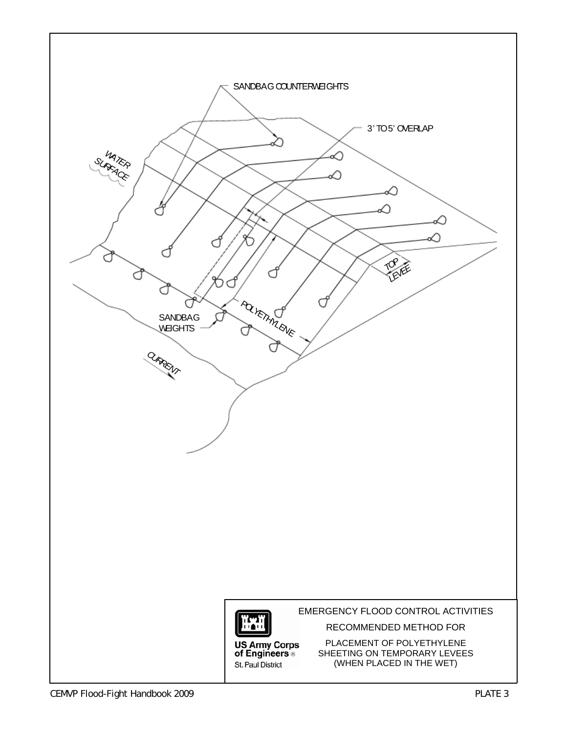SANDBAG COUNTERWEIGHTS

3' TO 5' OVERLAP

WATER SURFACE

TOP LEVEE

POLYETHYLENE

SANDBAG WEIGHTS

CURRENT

US Army Corps of Engineers®
St. Paul District

EMERGENCY FLOOD CONTROL ACTIVITIES

RECOMMENDED METHOD FOR

PLACEMENT OF POLYETHYLENE SHEETING ON TEMPORARY LEVEES (WHEN PLACED IN THE WET)

PLATE 3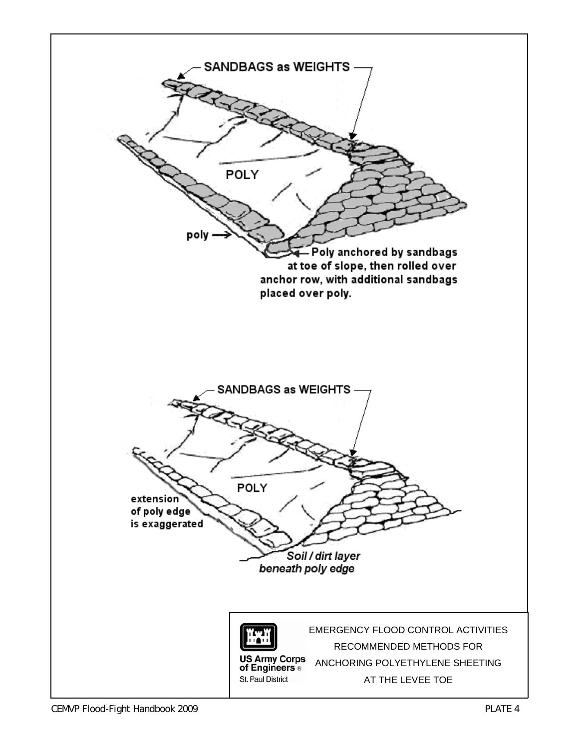SANDBAGS as WEIGHTS

POLY

poly

Poly anchored by sandbags at toe of slope, then rolled over anchor row, with additional sandbags placed over poly.

SANDBAGS as WEIGHTS

POLY

extension of poly edge is exaggerated

*Soil / dirt layer beneath poly edge*

US Army Corps of Engineers ®
St. Paul District

EMERGENCY FLOOD CONTROL ACTIVITIES
RECOMMENDED METHODS FOR
ANCHORING POLYETHYLENE SHEETING
AT THE LEVEE TOE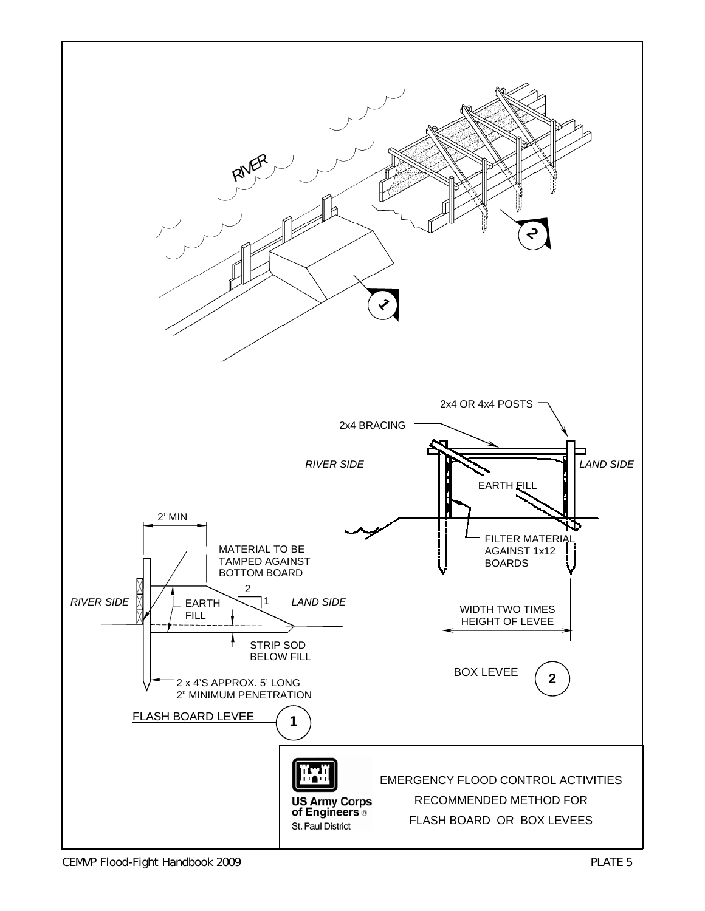RIVER

1

2

2x4 OR 4x4 POSTS

2x4 BRACING

RIVER SIDE

LAND SIDE

EARTH FILL

FILTER MATERIAL AGAINST 1x12 BOARDS

WIDTH TWO TIMES HEIGHT OF LEVEE

BOX LEVEE (2)

2' MIN

MATERIAL TO BE TAMPED AGAINST BOTTOM BOARD

2

1

RIVER SIDE

EARTH FILL

LAND SIDE

STRIP SOD BELOW FILL

2 x 4'S APPROX. 5' LONG
2" MINIMUM PENETRATION

FLASH BOARD LEVEE (1)

US Army Corps of Engineers®
St. Paul District

EMERGENCY FLOOD CONTROL ACTIVITIES
RECOMMENDED METHOD FOR
FLASH BOARD OR BOX LEVEES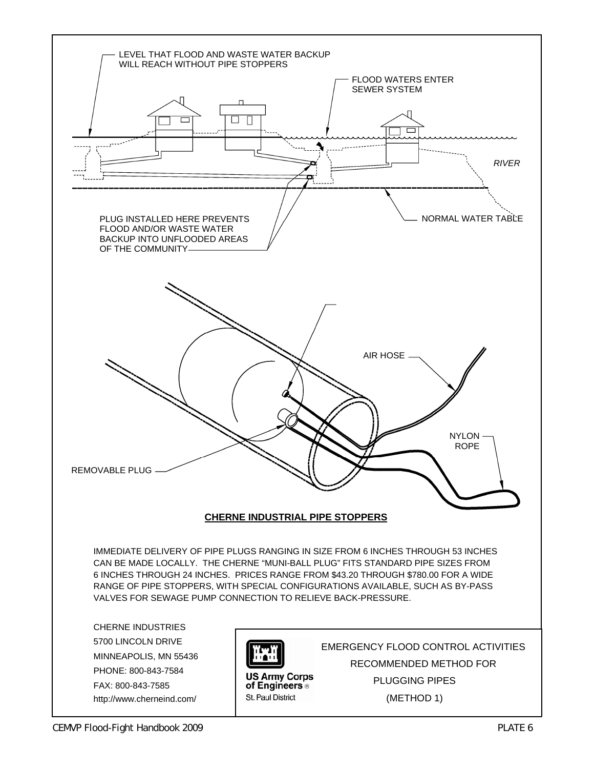LEVEL THAT FLOOD AND WASTE WATER BACKUP WILL REACH WITHOUT PIPE STOPPERS

FLOOD WATERS ENTER SEWER SYSTEM

*RIVER*

PLUG INSTALLED HERE PREVENTS FLOOD AND/OR WASTE WATER BACKUP INTO UNFLOODED AREAS OF THE COMMUNITY

NORMAL WATER TABLE

AIR HOSE

NYLON ROPE

REMOVABLE PLUG

**CHERNE INDUSTRIAL PIPE STOPPERS**

IMMEDIATE DELIVERY OF PIPE PLUGS RANGING IN SIZE FROM 6 INCHES THROUGH 53 INCHES CAN BE MADE LOCALLY. THE CHERNE "MUNI-BALL PLUG" FITS STANDARD PIPE SIZES FROM 6 INCHES THROUGH 24 INCHES. PRICES RANGE FROM $43.20 THROUGH $780.00 FOR A WIDE RANGE OF PIPE STOPPERS, WITH SPECIAL CONFIGURATIONS AVAILABLE, SUCH AS BY-PASS VALVES FOR SEWAGE PUMP CONNECTION TO RELIEVE BACK-PRESSURE.

CHERNE INDUSTRIES
5700 LINCOLN DRIVE
MINNEAPOLIS, MN 55436
PHONE: 800-843-7584
FAX: 800-843-7585
http://www.cherneind.com/

US Army Corps of Engineers®
St. Paul District

EMERGENCY FLOOD CONTROL ACTIVITIES
RECOMMENDED METHOD FOR
PLUGGING PIPES
(METHOD 1)

PLATE 6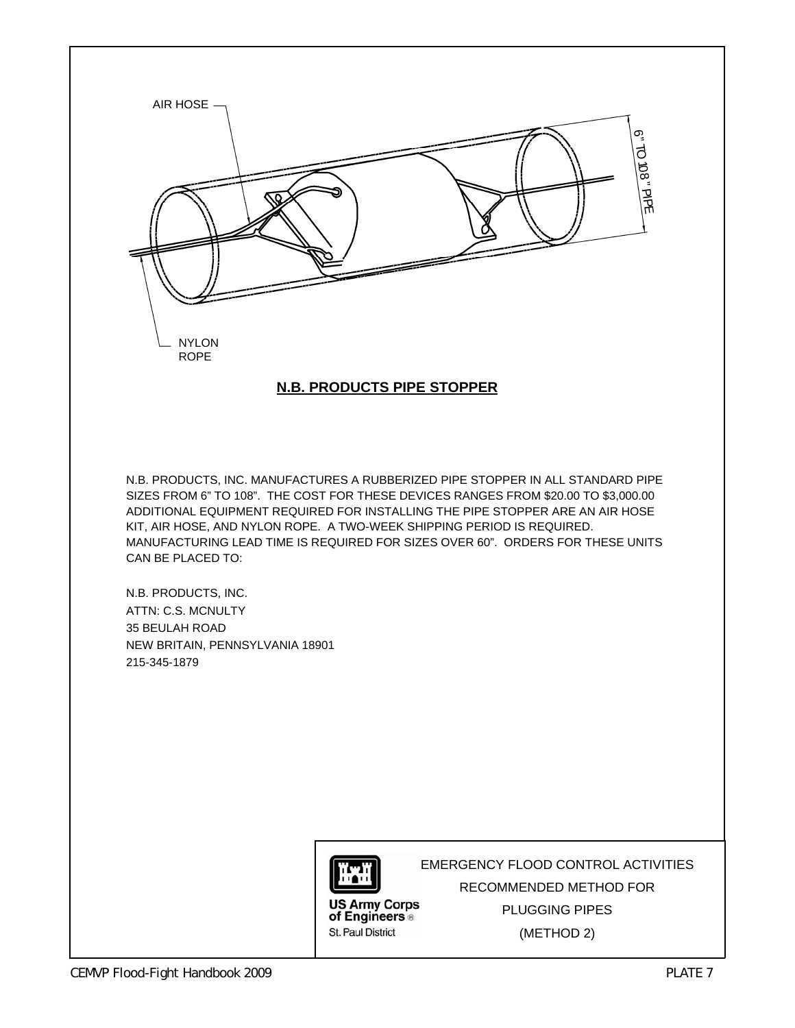AIR HOSE

6" TO 108" PIPE

NYLON ROPE

**N.B. PRODUCTS PIPE STOPPER**

N.B. PRODUCTS, INC. MANUFACTURES A RUBBERIZED PIPE STOPPER IN ALL STANDARD PIPE SIZES FROM 6" TO 108". THE COST FOR THESE DEVICES RANGES FROM $20.00 TO $3,000.00 ADDITIONAL EQUIPMENT REQUIRED FOR INSTALLING THE PIPE STOPPER ARE AN AIR HOSE KIT, AIR HOSE, AND NYLON ROPE. A TWO-WEEK SHIPPING PERIOD IS REQUIRED. MANUFACTURING LEAD TIME IS REQUIRED FOR SIZES OVER 60". ORDERS FOR THESE UNITS CAN BE PLACED TO:

N.B. PRODUCTS, INC.
ATTN: C.S. MCNULTY
35 BEULAH ROAD
NEW BRITAIN, PENNSYLVANIA 18901
215-345-1879

US Army Corps of Engineers®
St. Paul District

EMERGENCY FLOOD CONTROL ACTIVITIES
RECOMMENDED METHOD FOR
PLUGGING PIPES
(METHOD 2)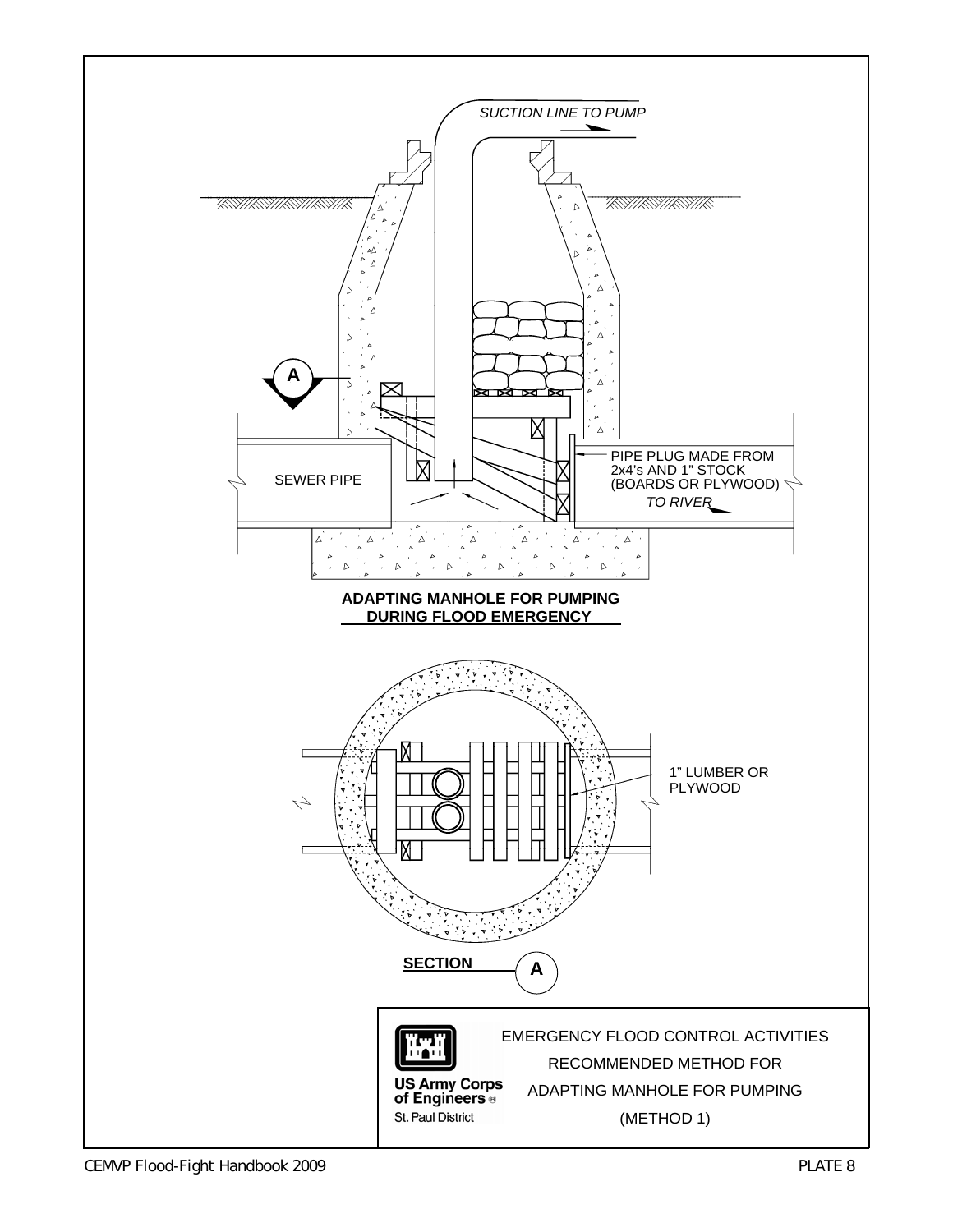SUCTION LINE TO PUMP

A

SEWER PIPE

PIPE PLUG MADE FROM 2x4's AND 1" STOCK (BOARDS OR PLYWOOD)

TO RIVER

**ADAPTING MANHOLE FOR PUMPING DURING FLOOD EMERGENCY**

1" LUMBER OR PLYWOOD

**SECTION** A

US Army Corps of Engineers®
St. Paul District

EMERGENCY FLOOD CONTROL ACTIVITIES

RECOMMENDED METHOD FOR

ADAPTING MANHOLE FOR PUMPING

(METHOD 1)

CEMVP Flood-Fight Handbook 2009

PLATE 8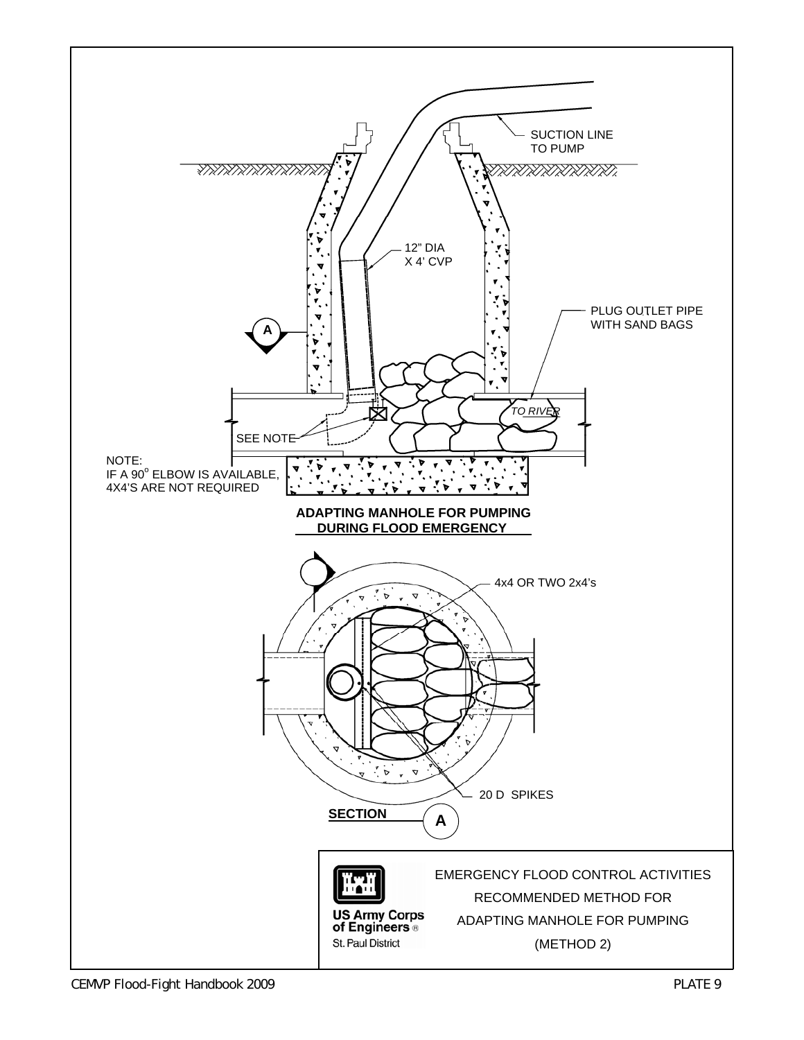SUCTION LINE TO PUMP

12" DIA X 4' CVP

PLUG OUTLET PIPE WITH SAND BAGS

TO RIVER

SEE NOTE

NOTE:
IF A 90° ELBOW IS AVAILABLE, 4X4'S ARE NOT REQUIRED

**ADAPTING MANHOLE FOR PUMPING DURING FLOOD EMERGENCY**

4x4 OR TWO 2x4's

20 D SPIKES

**SECTION A**

US Army Corps of Engineers®
St. Paul District

EMERGENCY FLOOD CONTROL ACTIVITIES
RECOMMENDED METHOD FOR
ADAPTING MANHOLE FOR PUMPING
(METHOD 2)

PLATE 9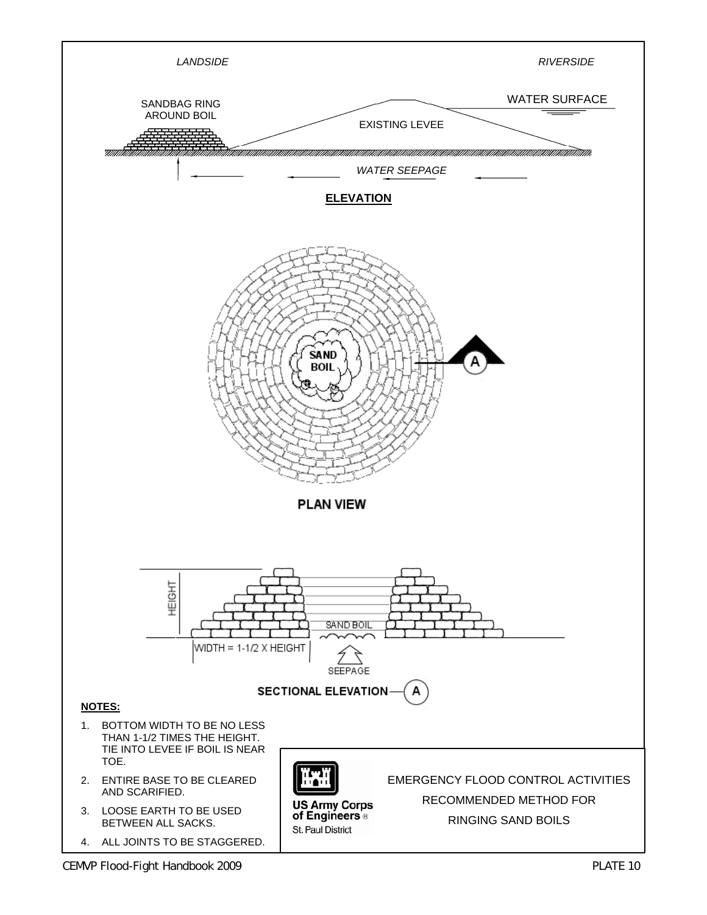LANDSIDE

RIVERSIDE

SANDBAG RING AROUND BOIL

EXISTING LEVEE

WATER SURFACE

WATER SEEPAGE

**ELEVATION**

SAND BOIL

A

**PLAN VIEW**

HEIGHT

SAND BOIL

WIDTH = 1-1/2 X HEIGHT

SEEPAGE

**SECTIONAL ELEVATION** — A

**NOTES:**

1. BOTTOM WIDTH TO BE NO LESS THAN 1-1/2 TIMES THE HEIGHT. TIE INTO LEVEE IF BOIL IS NEAR TOE.
2. ENTIRE BASE TO BE CLEARED AND SCARIFIED.
3. LOOSE EARTH TO BE USED BETWEEN ALL SACKS.
4. ALL JOINTS TO BE STAGGERED.

US Army Corps of Engineers®
St. Paul District

EMERGENCY FLOOD CONTROL ACTIVITIES
RECOMMENDED METHOD FOR
RINGING SAND BOILS

CEMVP Flood-Fight Handbook 2009

PLATE 10